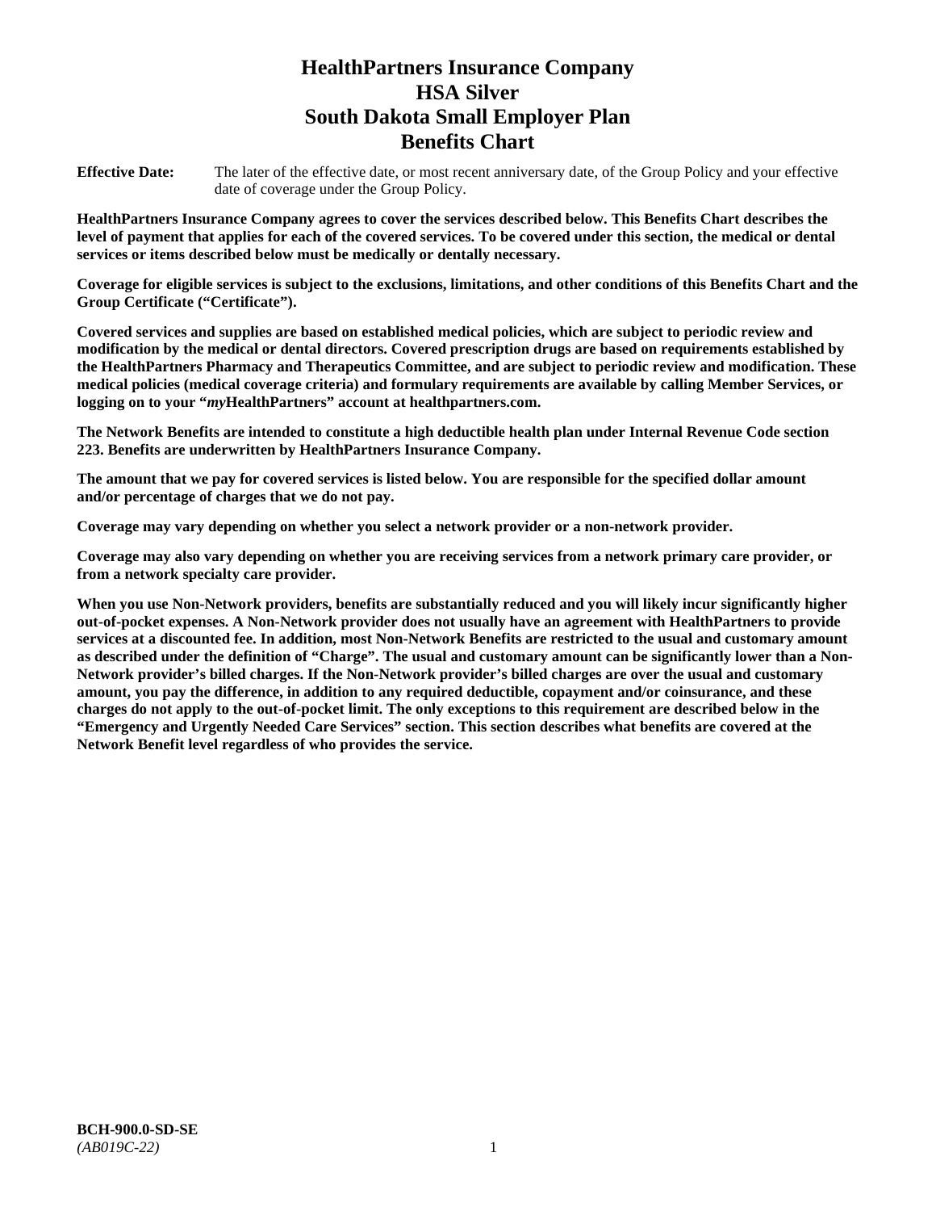# HealthPartners Insurance Company
# HSA Silver
# South Dakota Small Employer Plan
# Benefits Chart

**Effective Date:** The later of the effective date, or most recent anniversary date, of the Group Policy and your effective date of coverage under the Group Policy.

**HealthPartners Insurance Company agrees to cover the services described below. This Benefits Chart describes the level of payment that applies for each of the covered services. To be covered under this section, the medical or dental services or items described below must be medically or dentally necessary.**

**Coverage for eligible services is subject to the exclusions, limitations, and other conditions of this Benefits Chart and the Group Certificate ("Certificate").**

**Covered services and supplies are based on established medical policies, which are subject to periodic review and modification by the medical or dental directors. Covered prescription drugs are based on requirements established by the HealthPartners Pharmacy and Therapeutics Committee, and are subject to periodic review and modification. These medical policies (medical coverage criteria) and formulary requirements are available by calling Member Services, or logging on to your "*my*HealthPartners" account at healthpartners.com.**

**The Network Benefits are intended to constitute a high deductible health plan under Internal Revenue Code section 223. Benefits are underwritten by HealthPartners Insurance Company.**

**The amount that we pay for covered services is listed below. You are responsible for the specified dollar amount and/or percentage of charges that we do not pay.**

**Coverage may vary depending on whether you select a network provider or a non-network provider.**

**Coverage may also vary depending on whether you are receiving services from a network primary care provider, or from a network specialty care provider.**

**When you use Non-Network providers, benefits are substantially reduced and you will likely incur significantly higher out-of-pocket expenses. A Non-Network provider does not usually have an agreement with HealthPartners to provide services at a discounted fee. In addition, most Non-Network Benefits are restricted to the usual and customary amount as described under the definition of "Charge". The usual and customary amount can be significantly lower than a Non-Network provider's billed charges. If the Non-Network provider's billed charges are over the usual and customary amount, you pay the difference, in addition to any required deductible, copayment and/or coinsurance, and these charges do not apply to the out-of-pocket limit. The only exceptions to this requirement are described below in the "Emergency and Urgently Needed Care Services" section. This section describes what benefits are covered at the Network Benefit level regardless of who provides the service.**

**BCH-900.0-SD-SE**
*(AB019C-22)*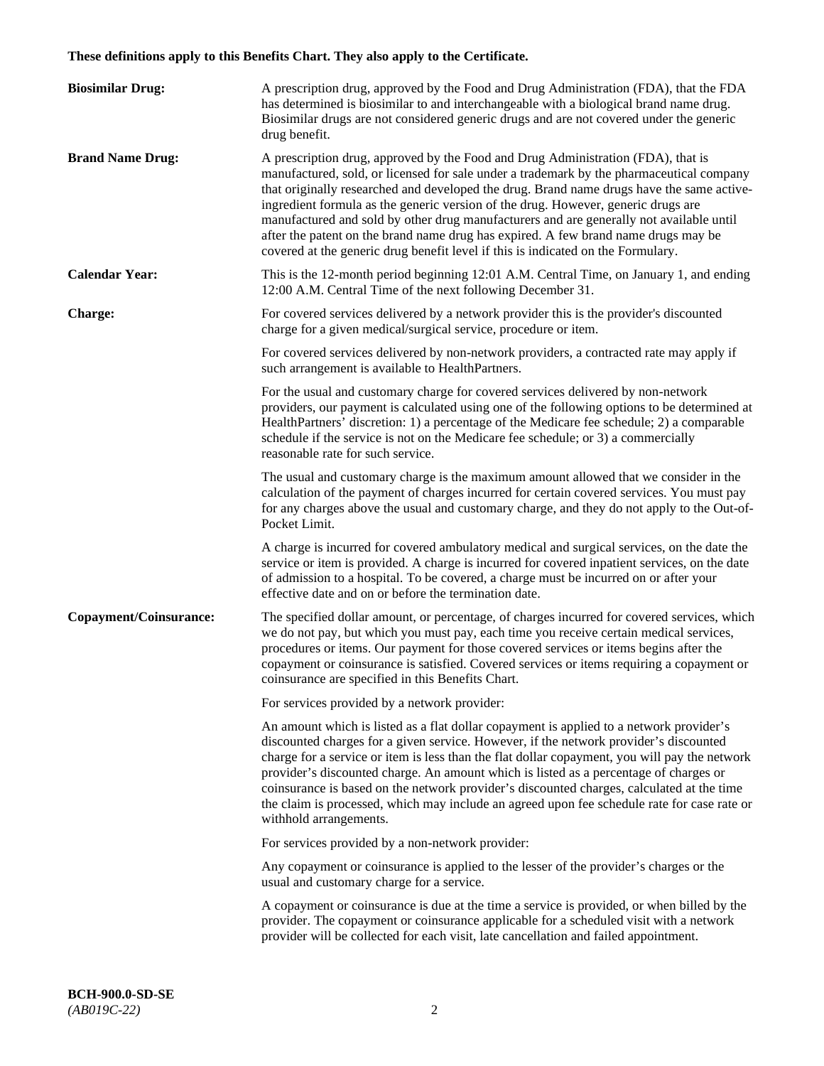**These definitions apply to this Benefits Chart. They also apply to the Certificate.**

**Biosimilar Drug:** A prescription drug, approved by the Food and Drug Administration (FDA), that the FDA has determined is biosimilar to and interchangeable with a biological brand name drug. Biosimilar drugs are not considered generic drugs and are not covered under the generic drug benefit.

**Brand Name Drug:** A prescription drug, approved by the Food and Drug Administration (FDA), that is manufactured, sold, or licensed for sale under a trademark by the pharmaceutical company that originally researched and developed the drug. Brand name drugs have the same active-ingredient formula as the generic version of the drug. However, generic drugs are manufactured and sold by other drug manufacturers and are generally not available until after the patent on the brand name drug has expired. A few brand name drugs may be covered at the generic drug benefit level if this is indicated on the Formulary.

**Calendar Year:** This is the 12-month period beginning 12:01 A.M. Central Time, on January 1, and ending 12:00 A.M. Central Time of the next following December 31.

**Charge:** For covered services delivered by a network provider this is the provider's discounted charge for a given medical/surgical service, procedure or item.

For covered services delivered by non-network providers, a contracted rate may apply if such arrangement is available to HealthPartners.

For the usual and customary charge for covered services delivered by non-network providers, our payment is calculated using one of the following options to be determined at HealthPartners' discretion: 1) a percentage of the Medicare fee schedule; 2) a comparable schedule if the service is not on the Medicare fee schedule; or 3) a commercially reasonable rate for such service.

The usual and customary charge is the maximum amount allowed that we consider in the calculation of the payment of charges incurred for certain covered services. You must pay for any charges above the usual and customary charge, and they do not apply to the Out-of-Pocket Limit.

A charge is incurred for covered ambulatory medical and surgical services, on the date the service or item is provided. A charge is incurred for covered inpatient services, on the date of admission to a hospital. To be covered, a charge must be incurred on or after your effective date and on or before the termination date.

**Copayment/Coinsurance:** The specified dollar amount, or percentage, of charges incurred for covered services, which we do not pay, but which you must pay, each time you receive certain medical services, procedures or items. Our payment for those covered services or items begins after the copayment or coinsurance is satisfied. Covered services or items requiring a copayment or coinsurance are specified in this Benefits Chart.

For services provided by a network provider:

An amount which is listed as a flat dollar copayment is applied to a network provider's discounted charges for a given service. However, if the network provider's discounted charge for a service or item is less than the flat dollar copayment, you will pay the network provider's discounted charge. An amount which is listed as a percentage of charges or coinsurance is based on the network provider's discounted charges, calculated at the time the claim is processed, which may include an agreed upon fee schedule rate for case rate or withhold arrangements.

For services provided by a non-network provider:

Any copayment or coinsurance is applied to the lesser of the provider's charges or the usual and customary charge for a service.

A copayment or coinsurance is due at the time a service is provided, or when billed by the provider. The copayment or coinsurance applicable for a scheduled visit with a network provider will be collected for each visit, late cancellation and failed appointment.

**BCH-900.0-SD-SE**
*(AB019C-22)*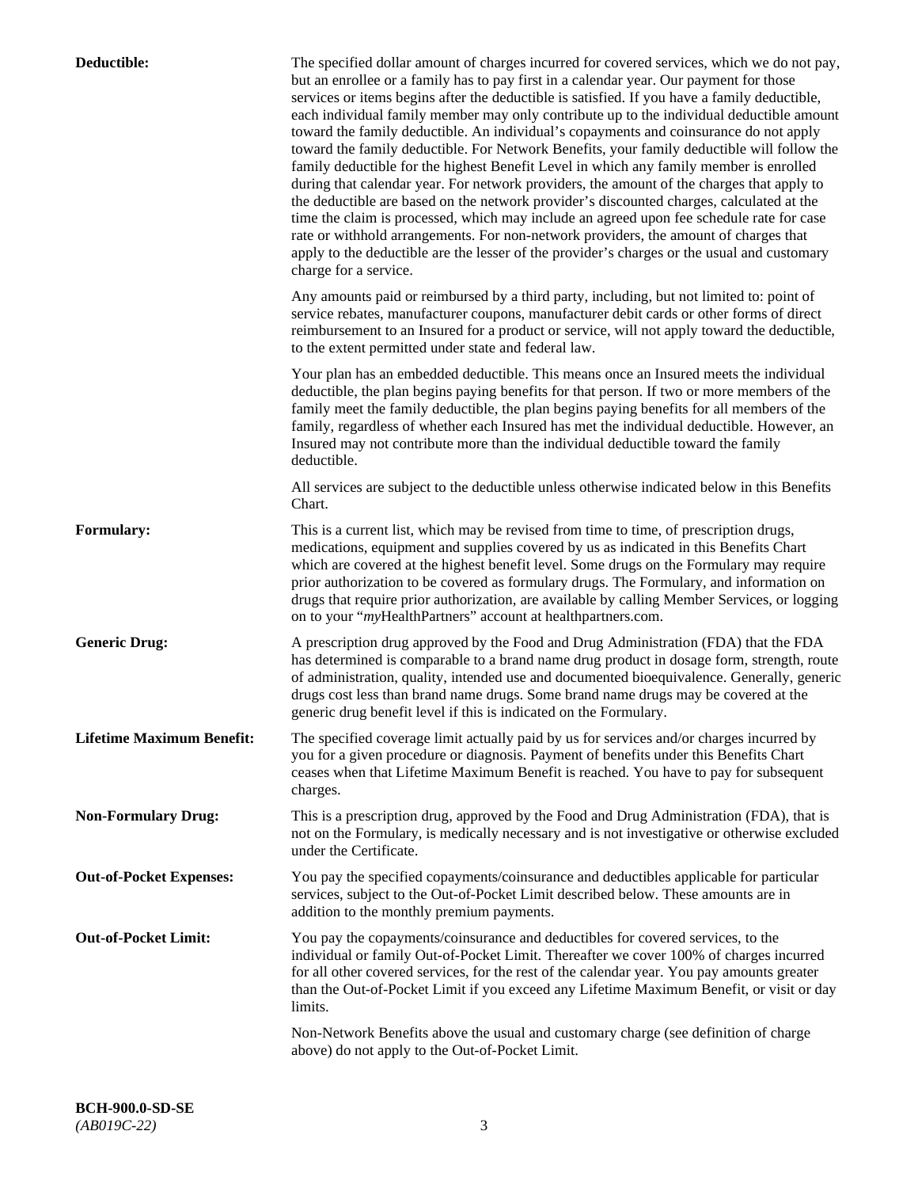**Deductible:** The specified dollar amount of charges incurred for covered services, which we do not pay, but an enrollee or a family has to pay first in a calendar year. Our payment for those services or items begins after the deductible is satisfied. If you have a family deductible, each individual family member may only contribute up to the individual deductible amount toward the family deductible. An individual's copayments and coinsurance do not apply toward the family deductible. For Network Benefits, your family deductible will follow the family deductible for the highest Benefit Level in which any family member is enrolled during that calendar year. For network providers, the amount of the charges that apply to the deductible are based on the network provider's discounted charges, calculated at the time the claim is processed, which may include an agreed upon fee schedule rate for case rate or withhold arrangements. For non-network providers, the amount of charges that apply to the deductible are the lesser of the provider's charges or the usual and customary charge for a service.

Any amounts paid or reimbursed by a third party, including, but not limited to: point of service rebates, manufacturer coupons, manufacturer debit cards or other forms of direct reimbursement to an Insured for a product or service, will not apply toward the deductible, to the extent permitted under state and federal law.

Your plan has an embedded deductible. This means once an Insured meets the individual deductible, the plan begins paying benefits for that person. If two or more members of the family meet the family deductible, the plan begins paying benefits for all members of the family, regardless of whether each Insured has met the individual deductible. However, an Insured may not contribute more than the individual deductible toward the family deductible.

All services are subject to the deductible unless otherwise indicated below in this Benefits Chart.

**Formulary:** This is a current list, which may be revised from time to time, of prescription drugs, medications, equipment and supplies covered by us as indicated in this Benefits Chart which are covered at the highest benefit level. Some drugs on the Formulary may require prior authorization to be covered as formulary drugs. The Formulary, and information on drugs that require prior authorization, are available by calling Member Services, or logging on to your "*my*HealthPartners" account at healthpartners.com.

**Generic Drug:** A prescription drug approved by the Food and Drug Administration (FDA) that the FDA has determined is comparable to a brand name drug product in dosage form, strength, route of administration, quality, intended use and documented bioequivalence. Generally, generic drugs cost less than brand name drugs. Some brand name drugs may be covered at the generic drug benefit level if this is indicated on the Formulary.

**Lifetime Maximum Benefit:** The specified coverage limit actually paid by us for services and/or charges incurred by you for a given procedure or diagnosis. Payment of benefits under this Benefits Chart ceases when that Lifetime Maximum Benefit is reached. You have to pay for subsequent charges.

**Non-Formulary Drug:** This is a prescription drug, approved by the Food and Drug Administration (FDA), that is not on the Formulary, is medically necessary and is not investigative or otherwise excluded under the Certificate.

**Out-of-Pocket Expenses:** You pay the specified copayments/coinsurance and deductibles applicable for particular services, subject to the Out-of-Pocket Limit described below. These amounts are in addition to the monthly premium payments.

**Out-of-Pocket Limit:** You pay the copayments/coinsurance and deductibles for covered services, to the individual or family Out-of-Pocket Limit. Thereafter we cover 100% of charges incurred for all other covered services, for the rest of the calendar year. You pay amounts greater than the Out-of-Pocket Limit if you exceed any Lifetime Maximum Benefit, or visit or day limits.

Non-Network Benefits above the usual and customary charge (see definition of charge above) do not apply to the Out-of-Pocket Limit.

**BCH-900.0-SD-SE**
*(AB019C-22)*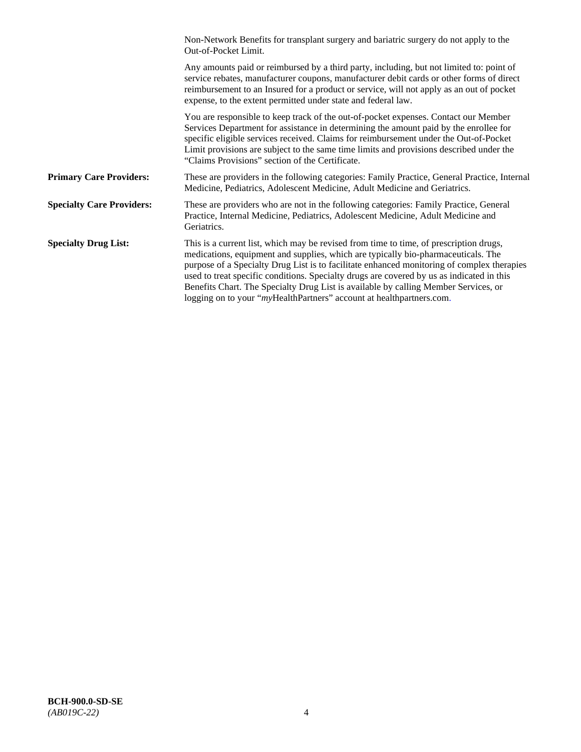Non-Network Benefits for transplant surgery and bariatric surgery do not apply to the Out-of-Pocket Limit.

Any amounts paid or reimbursed by a third party, including, but not limited to: point of service rebates, manufacturer coupons, manufacturer debit cards or other forms of direct reimbursement to an Insured for a product or service, will not apply as an out of pocket expense, to the extent permitted under state and federal law.

You are responsible to keep track of the out-of-pocket expenses. Contact our Member Services Department for assistance in determining the amount paid by the enrollee for specific eligible services received. Claims for reimbursement under the Out-of-Pocket Limit provisions are subject to the same time limits and provisions described under the "Claims Provisions" section of the Certificate.

**Primary Care Providers:** These are providers in the following categories: Family Practice, General Practice, Internal Medicine, Pediatrics, Adolescent Medicine, Adult Medicine and Geriatrics.

**Specialty Care Providers:** These are providers who are not in the following categories: Family Practice, General Practice, Internal Medicine, Pediatrics, Adolescent Medicine, Adult Medicine and Geriatrics.

**Specialty Drug List:** This is a current list, which may be revised from time to time, of prescription drugs, medications, equipment and supplies, which are typically bio-pharmaceuticals. The purpose of a Specialty Drug List is to facilitate enhanced monitoring of complex therapies used to treat specific conditions. Specialty drugs are covered by us as indicated in this Benefits Chart. The Specialty Drug List is available by calling Member Services, or logging on to your "*my*HealthPartners" account at healthpartners.com.

**BCH-900.0-SD-SE**
*(AB019C-22)*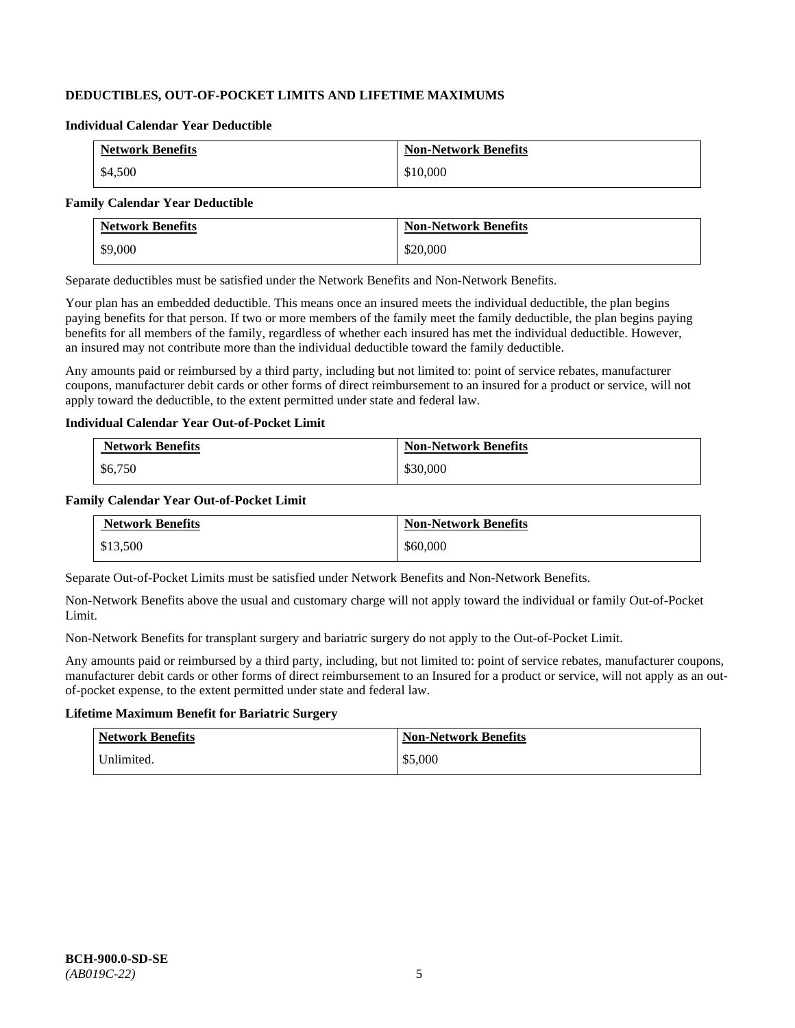## DEDUCTIBLES, OUT-OF-POCKET LIMITS AND LIFETIME MAXIMUMS

**Individual Calendar Year Deductible**

| Network Benefits | Non-Network Benefits |
|---|---|
| $4,500 | $10,000 |

**Family Calendar Year Deductible**

| Network Benefits | Non-Network Benefits |
|---|---|
| $9,000 | $20,000 |

Separate deductibles must be satisfied under the Network Benefits and Non-Network Benefits.

Your plan has an embedded deductible. This means once an insured meets the individual deductible, the plan begins paying benefits for that person. If two or more members of the family meet the family deductible, the plan begins paying benefits for all members of the family, regardless of whether each insured has met the individual deductible. However, an insured may not contribute more than the individual deductible toward the family deductible.

Any amounts paid or reimbursed by a third party, including but not limited to: point of service rebates, manufacturer coupons, manufacturer debit cards or other forms of direct reimbursement to an insured for a product or service, will not apply toward the deductible, to the extent permitted under state and federal law.

**Individual Calendar Year Out-of-Pocket Limit**

| Network Benefits | Non-Network Benefits |
|---|---|
| $6,750 | $30,000 |

**Family Calendar Year Out-of-Pocket Limit**

| Network Benefits | Non-Network Benefits |
|---|---|
| $13,500 | $60,000 |

Separate Out-of-Pocket Limits must be satisfied under Network Benefits and Non-Network Benefits.

Non-Network Benefits above the usual and customary charge will not apply toward the individual or family Out-of-Pocket Limit.

Non-Network Benefits for transplant surgery and bariatric surgery do not apply to the Out-of-Pocket Limit.

Any amounts paid or reimbursed by a third party, including, but not limited to: point of service rebates, manufacturer coupons, manufacturer debit cards or other forms of direct reimbursement to an Insured for a product or service, will not apply as an out-of-pocket expense, to the extent permitted under state and federal law.

**Lifetime Maximum Benefit for Bariatric Surgery**

| Network Benefits | Non-Network Benefits |
|---|---|
| Unlimited. | $5,000 |

**BCH-900.0-SD-SE**
*(AB019C-22)*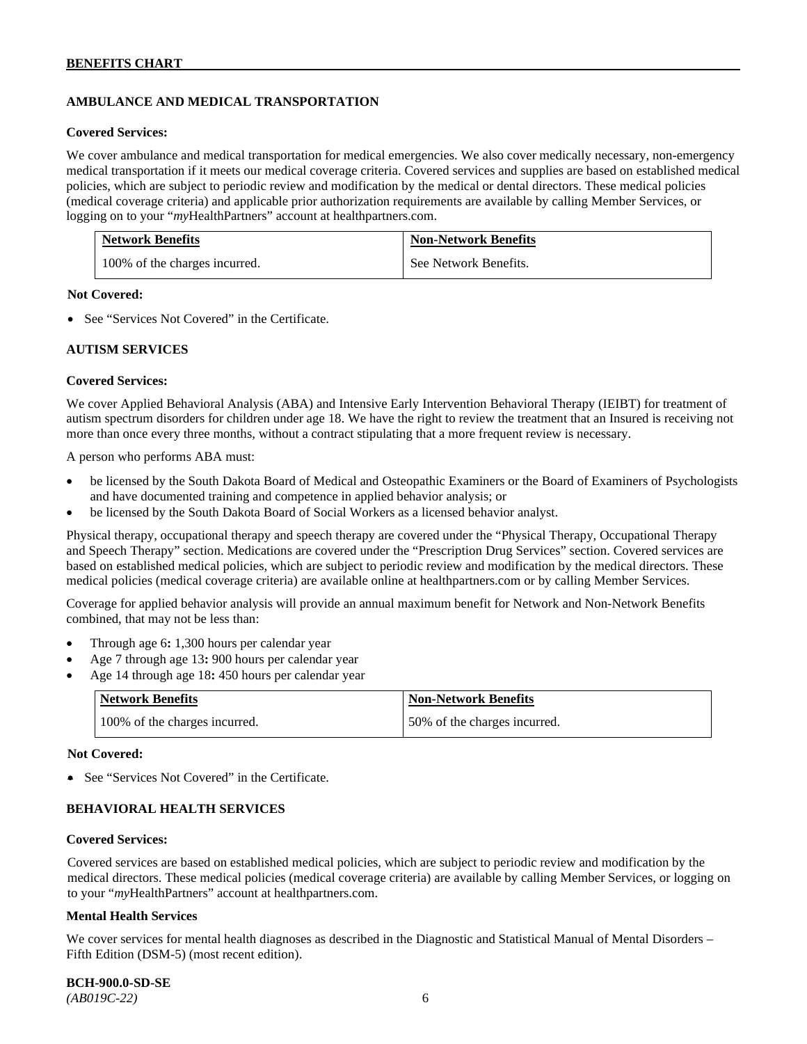## AMBULANCE AND MEDICAL TRANSPORTATION

**Covered Services:**

We cover ambulance and medical transportation for medical emergencies. We also cover medically necessary, non-emergency medical transportation if it meets our medical coverage criteria. Covered services and supplies are based on established medical policies, which are subject to periodic review and modification by the medical or dental directors. These medical policies (medical coverage criteria) and applicable prior authorization requirements are available by calling Member Services, or logging on to your "*my*HealthPartners" account at healthpartners.com.

| Network Benefits | Non-Network Benefits |
|---|---|
| 100% of the charges incurred. | See Network Benefits. |

**Not Covered:**

- See "Services Not Covered" in the Certificate.

## AUTISM SERVICES

**Covered Services:**

We cover Applied Behavioral Analysis (ABA) and Intensive Early Intervention Behavioral Therapy (IEIBT) for treatment of autism spectrum disorders for children under age 18. We have the right to review the treatment that an Insured is receiving not more than once every three months, without a contract stipulating that a more frequent review is necessary.

A person who performs ABA must:

- be licensed by the South Dakota Board of Medical and Osteopathic Examiners or the Board of Examiners of Psychologists and have documented training and competence in applied behavior analysis; or
- be licensed by the South Dakota Board of Social Workers as a licensed behavior analyst.

Physical therapy, occupational therapy and speech therapy are covered under the "Physical Therapy, Occupational Therapy and Speech Therapy" section. Medications are covered under the "Prescription Drug Services" section. Covered services are based on established medical policies, which are subject to periodic review and modification by the medical directors. These medical policies (medical coverage criteria) are available online at healthpartners.com or by calling Member Services.

Coverage for applied behavior analysis will provide an annual maximum benefit for Network and Non-Network Benefits combined, that may not be less than:

- Through age 6**:** 1,300 hours per calendar year
- Age 7 through age 13**:** 900 hours per calendar year
- Age 14 through age 18**:** 450 hours per calendar year

| Network Benefits | Non-Network Benefits |
|---|---|
| 100% of the charges incurred. | 50% of the charges incurred. |

**Not Covered:**

- See "Services Not Covered" in the Certificate.

## BEHAVIORAL HEALTH SERVICES

**Covered Services:**

Covered services are based on established medical policies, which are subject to periodic review and modification by the medical directors. These medical policies (medical coverage criteria) are available by calling Member Services, or logging on to your "*my*HealthPartners" account at healthpartners.com.

**Mental Health Services**

We cover services for mental health diagnoses as described in the Diagnostic and Statistical Manual of Mental Disorders – Fifth Edition (DSM-5) (most recent edition).

**BCH-900.0-SD-SE**
*(AB019C-22)*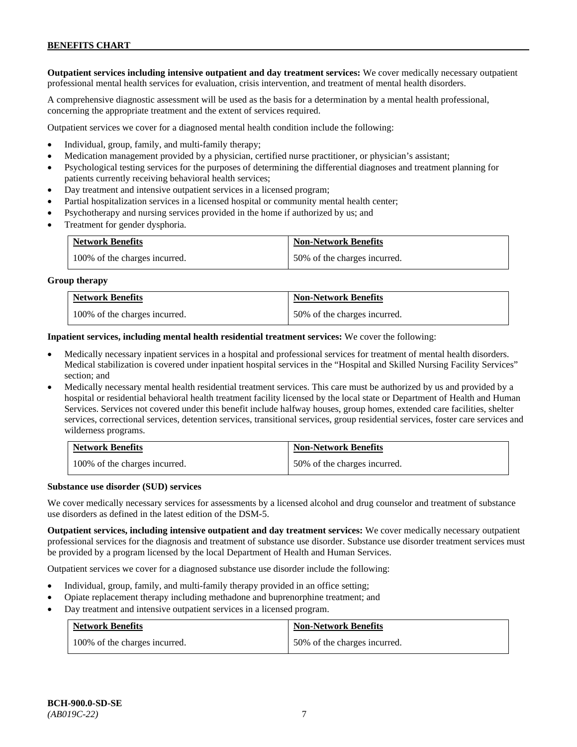**Outpatient services including intensive outpatient and day treatment services:** We cover medically necessary outpatient professional mental health services for evaluation, crisis intervention, and treatment of mental health disorders.

A comprehensive diagnostic assessment will be used as the basis for a determination by a mental health professional, concerning the appropriate treatment and the extent of services required.

Outpatient services we cover for a diagnosed mental health condition include the following:

- Individual, group, family, and multi-family therapy;
- Medication management provided by a physician, certified nurse practitioner, or physician's assistant;
- Psychological testing services for the purposes of determining the differential diagnoses and treatment planning for patients currently receiving behavioral health services;
- Day treatment and intensive outpatient services in a licensed program;
- Partial hospitalization services in a licensed hospital or community mental health center;
- Psychotherapy and nursing services provided in the home if authorized by us; and
- Treatment for gender dysphoria.

| Network Benefits | Non-Network Benefits |
|---|---|
| 100% of the charges incurred. | 50% of the charges incurred. |

**Group therapy**

| Network Benefits | Non-Network Benefits |
|---|---|
| 100% of the charges incurred. | 50% of the charges incurred. |

**Inpatient services, including mental health residential treatment services:** We cover the following:

- Medically necessary inpatient services in a hospital and professional services for treatment of mental health disorders. Medical stabilization is covered under inpatient hospital services in the "Hospital and Skilled Nursing Facility Services" section; and
- Medically necessary mental health residential treatment services. This care must be authorized by us and provided by a hospital or residential behavioral health treatment facility licensed by the local state or Department of Health and Human Services. Services not covered under this benefit include halfway houses, group homes, extended care facilities, shelter services, correctional services, detention services, transitional services, group residential services, foster care services and wilderness programs.

| Network Benefits | Non-Network Benefits |
|---|---|
| 100% of the charges incurred. | 50% of the charges incurred. |

**Substance use disorder (SUD) services**

We cover medically necessary services for assessments by a licensed alcohol and drug counselor and treatment of substance use disorders as defined in the latest edition of the DSM-5.

**Outpatient services, including intensive outpatient and day treatment services:** We cover medically necessary outpatient professional services for the diagnosis and treatment of substance use disorder. Substance use disorder treatment services must be provided by a program licensed by the local Department of Health and Human Services.

Outpatient services we cover for a diagnosed substance use disorder include the following:

- Individual, group, family, and multi-family therapy provided in an office setting;
- Opiate replacement therapy including methadone and buprenorphine treatment; and
- Day treatment and intensive outpatient services in a licensed program.

| Network Benefits | Non-Network Benefits |
|---|---|
| 100% of the charges incurred. | 50% of the charges incurred. |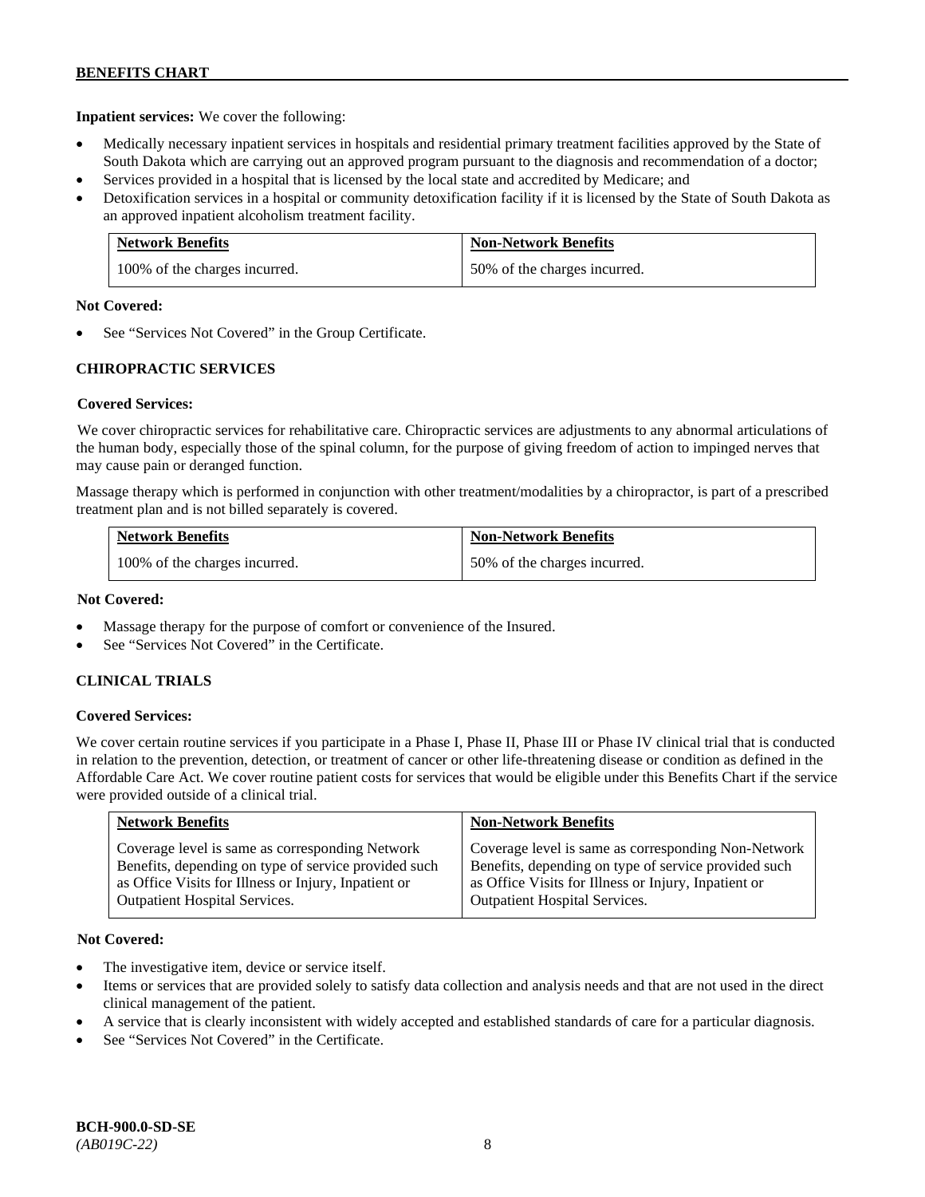**Inpatient services:** We cover the following:

- Medically necessary inpatient services in hospitals and residential primary treatment facilities approved by the State of South Dakota which are carrying out an approved program pursuant to the diagnosis and recommendation of a doctor;
- Services provided in a hospital that is licensed by the local state and accredited by Medicare; and
- Detoxification services in a hospital or community detoxification facility if it is licensed by the State of South Dakota as an approved inpatient alcoholism treatment facility.

| Network Benefits | Non-Network Benefits |
|---|---|
| 100% of the charges incurred. | 50% of the charges incurred. |

**Not Covered:**

- See "Services Not Covered" in the Group Certificate.

### CHIROPRACTIC SERVICES

**Covered Services:**

We cover chiropractic services for rehabilitative care. Chiropractic services are adjustments to any abnormal articulations of the human body, especially those of the spinal column, for the purpose of giving freedom of action to impinged nerves that may cause pain or deranged function.

Massage therapy which is performed in conjunction with other treatment/modalities by a chiropractor, is part of a prescribed treatment plan and is not billed separately is covered.

| Network Benefits | Non-Network Benefits |
|---|---|
| 100% of the charges incurred. | 50% of the charges incurred. |

**Not Covered:**

- Massage therapy for the purpose of comfort or convenience of the Insured.
- See "Services Not Covered" in the Certificate.

### CLINICAL TRIALS

**Covered Services:**

We cover certain routine services if you participate in a Phase I, Phase II, Phase III or Phase IV clinical trial that is conducted in relation to the prevention, detection, or treatment of cancer or other life-threatening disease or condition as defined in the Affordable Care Act. We cover routine patient costs for services that would be eligible under this Benefits Chart if the service were provided outside of a clinical trial.

| Network Benefits | Non-Network Benefits |
|---|---|
| Coverage level is same as corresponding Network Benefits, depending on type of service provided such as Office Visits for Illness or Injury, Inpatient or Outpatient Hospital Services. | Coverage level is same as corresponding Non-Network Benefits, depending on type of service provided such as Office Visits for Illness or Injury, Inpatient or Outpatient Hospital Services. |

**Not Covered:**

- The investigative item, device or service itself.
- Items or services that are provided solely to satisfy data collection and analysis needs and that are not used in the direct clinical management of the patient.
- A service that is clearly inconsistent with widely accepted and established standards of care for a particular diagnosis.
- See "Services Not Covered" in the Certificate.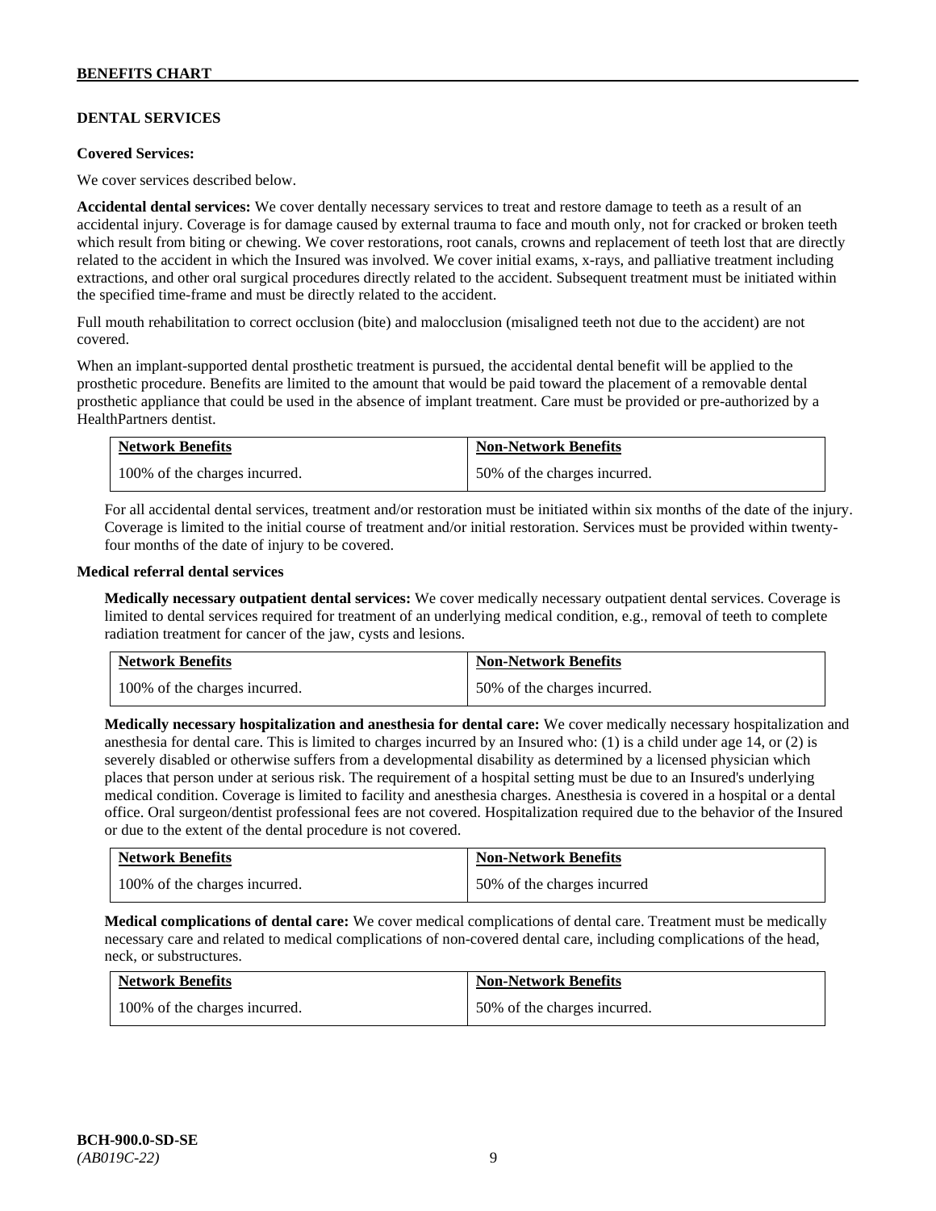## DENTAL SERVICES

**Covered Services:**

We cover services described below.

**Accidental dental services:** We cover dentally necessary services to treat and restore damage to teeth as a result of an accidental injury. Coverage is for damage caused by external trauma to face and mouth only, not for cracked or broken teeth which result from biting or chewing. We cover restorations, root canals, crowns and replacement of teeth lost that are directly related to the accident in which the Insured was involved. We cover initial exams, x-rays, and palliative treatment including extractions, and other oral surgical procedures directly related to the accident. Subsequent treatment must be initiated within the specified time-frame and must be directly related to the accident.

Full mouth rehabilitation to correct occlusion (bite) and malocclusion (misaligned teeth not due to the accident) are not covered.

When an implant-supported dental prosthetic treatment is pursued, the accidental dental benefit will be applied to the prosthetic procedure. Benefits are limited to the amount that would be paid toward the placement of a removable dental prosthetic appliance that could be used in the absence of implant treatment. Care must be provided or pre-authorized by a HealthPartners dentist.

| Network Benefits | Non-Network Benefits |
|---|---|
| 100% of the charges incurred. | 50% of the charges incurred. |

For all accidental dental services, treatment and/or restoration must be initiated within six months of the date of the injury. Coverage is limited to the initial course of treatment and/or initial restoration. Services must be provided within twenty-four months of the date of injury to be covered.

**Medical referral dental services**

**Medically necessary outpatient dental services:** We cover medically necessary outpatient dental services. Coverage is limited to dental services required for treatment of an underlying medical condition, e.g., removal of teeth to complete radiation treatment for cancer of the jaw, cysts and lesions.

| Network Benefits | Non-Network Benefits |
|---|---|
| 100% of the charges incurred. | 50% of the charges incurred. |

**Medically necessary hospitalization and anesthesia for dental care:** We cover medically necessary hospitalization and anesthesia for dental care. This is limited to charges incurred by an Insured who: (1) is a child under age 14, or (2) is severely disabled or otherwise suffers from a developmental disability as determined by a licensed physician which places that person under at serious risk. The requirement of a hospital setting must be due to an Insured's underlying medical condition. Coverage is limited to facility and anesthesia charges. Anesthesia is covered in a hospital or a dental office. Oral surgeon/dentist professional fees are not covered. Hospitalization required due to the behavior of the Insured or due to the extent of the dental procedure is not covered.

| Network Benefits | Non-Network Benefits |
|---|---|
| 100% of the charges incurred. | 50% of the charges incurred |

**Medical complications of dental care:** We cover medical complications of dental care. Treatment must be medically necessary care and related to medical complications of non-covered dental care, including complications of the head, neck, or substructures.

| Network Benefits | Non-Network Benefits |
|---|---|
| 100% of the charges incurred. | 50% of the charges incurred. |

BCH-900.0-SD-SE
*(AB019C-22)*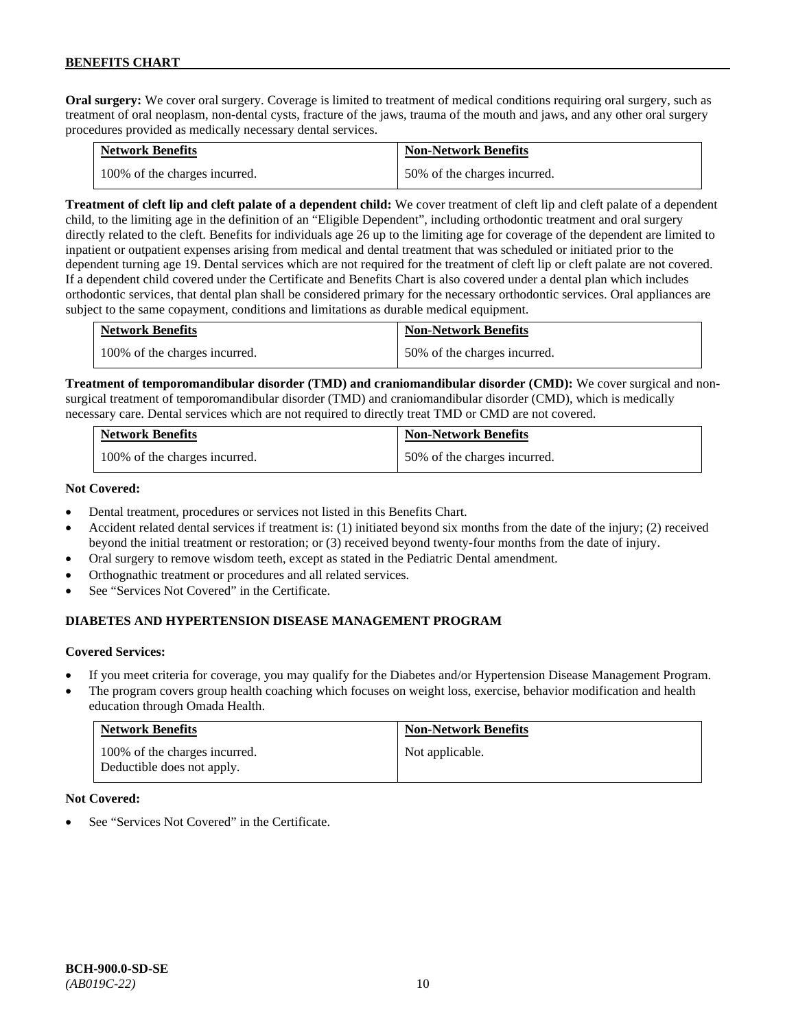**Oral surgery:** We cover oral surgery. Coverage is limited to treatment of medical conditions requiring oral surgery, such as treatment of oral neoplasm, non-dental cysts, fracture of the jaws, trauma of the mouth and jaws, and any other oral surgery procedures provided as medically necessary dental services.

| Network Benefits | Non-Network Benefits |
|---|---|
| 100% of the charges incurred. | 50% of the charges incurred. |

**Treatment of cleft lip and cleft palate of a dependent child:** We cover treatment of cleft lip and cleft palate of a dependent child, to the limiting age in the definition of an "Eligible Dependent", including orthodontic treatment and oral surgery directly related to the cleft. Benefits for individuals age 26 up to the limiting age for coverage of the dependent are limited to inpatient or outpatient expenses arising from medical and dental treatment that was scheduled or initiated prior to the dependent turning age 19. Dental services which are not required for the treatment of cleft lip or cleft palate are not covered. If a dependent child covered under the Certificate and Benefits Chart is also covered under a dental plan which includes orthodontic services, that dental plan shall be considered primary for the necessary orthodontic services. Oral appliances are subject to the same copayment, conditions and limitations as durable medical equipment.

| Network Benefits | Non-Network Benefits |
|---|---|
| 100% of the charges incurred. | 50% of the charges incurred. |

**Treatment of temporomandibular disorder (TMD) and craniomandibular disorder (CMD):** We cover surgical and non-surgical treatment of temporomandibular disorder (TMD) and craniomandibular disorder (CMD), which is medically necessary care. Dental services which are not required to directly treat TMD or CMD are not covered.

| Network Benefits | Non-Network Benefits |
|---|---|
| 100% of the charges incurred. | 50% of the charges incurred. |

**Not Covered:**

- Dental treatment, procedures or services not listed in this Benefits Chart.
- Accident related dental services if treatment is: (1) initiated beyond six months from the date of the injury; (2) received beyond the initial treatment or restoration; or (3) received beyond twenty-four months from the date of injury.
- Oral surgery to remove wisdom teeth, except as stated in the Pediatric Dental amendment.
- Orthognathic treatment or procedures and all related services.
- See "Services Not Covered" in the Certificate.

## DIABETES AND HYPERTENSION DISEASE MANAGEMENT PROGRAM

**Covered Services:**

- If you meet criteria for coverage, you may qualify for the Diabetes and/or Hypertension Disease Management Program.
- The program covers group health coaching which focuses on weight loss, exercise, behavior modification and health education through Omada Health.

| Network Benefits | Non-Network Benefits |
|---|---|
| 100% of the charges incurred. Deductible does not apply. | Not applicable. |

**Not Covered:**

- See "Services Not Covered" in the Certificate.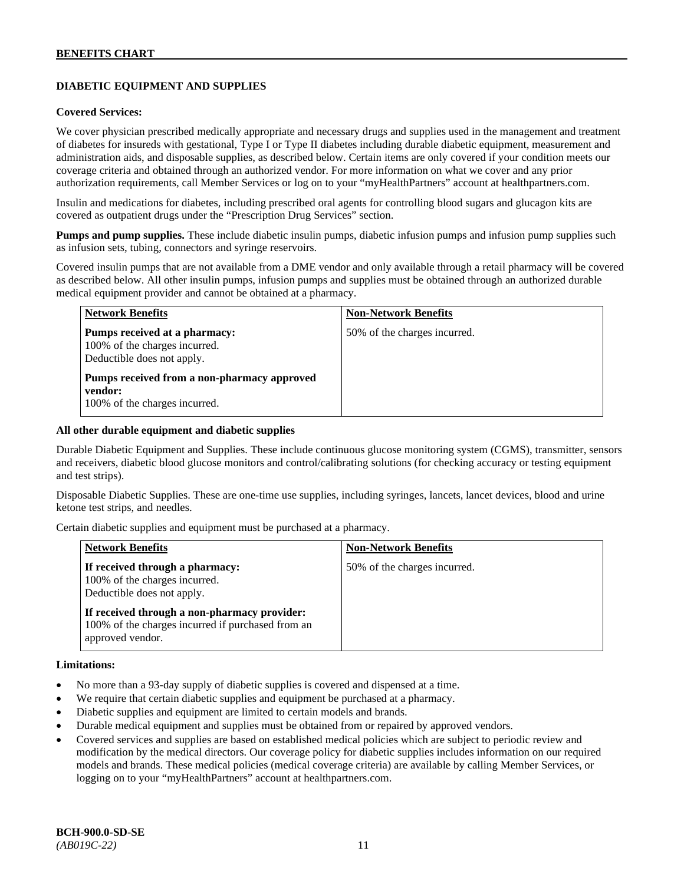## DIABETIC EQUIPMENT AND SUPPLIES

**Covered Services:**

We cover physician prescribed medically appropriate and necessary drugs and supplies used in the management and treatment of diabetes for insureds with gestational, Type I or Type II diabetes including durable diabetic equipment, measurement and administration aids, and disposable supplies, as described below. Certain items are only covered if your condition meets our coverage criteria and obtained through an authorized vendor. For more information on what we cover and any prior authorization requirements, call Member Services or log on to your "myHealthPartners" account at healthpartners.com.

Insulin and medications for diabetes, including prescribed oral agents for controlling blood sugars and glucagon kits are covered as outpatient drugs under the "Prescription Drug Services" section.

**Pumps and pump supplies.** These include diabetic insulin pumps, diabetic infusion pumps and infusion pump supplies such as infusion sets, tubing, connectors and syringe reservoirs.

Covered insulin pumps that are not available from a DME vendor and only available through a retail pharmacy will be covered as described below. All other insulin pumps, infusion pumps and supplies must be obtained through an authorized durable medical equipment provider and cannot be obtained at a pharmacy.

| Network Benefits | Non-Network Benefits |
|---|---|
| **Pumps received at a pharmacy:** 100% of the charges incurred. Deductible does not apply.<br><br>**Pumps received from a non-pharmacy approved vendor:** 100% of the charges incurred. | 50% of the charges incurred. |

**All other durable equipment and diabetic supplies**

Durable Diabetic Equipment and Supplies. These include continuous glucose monitoring system (CGMS), transmitter, sensors and receivers, diabetic blood glucose monitors and control/calibrating solutions (for checking accuracy or testing equipment and test strips).

Disposable Diabetic Supplies. These are one-time use supplies, including syringes, lancets, lancet devices, blood and urine ketone test strips, and needles.

Certain diabetic supplies and equipment must be purchased at a pharmacy.

| Network Benefits | Non-Network Benefits |
|---|---|
| **If received through a pharmacy:** 100% of the charges incurred. Deductible does not apply.<br><br>**If received through a non-pharmacy provider:** 100% of the charges incurred if purchased from an approved vendor. | 50% of the charges incurred. |

**Limitations:**

- No more than a 93-day supply of diabetic supplies is covered and dispensed at a time.
- We require that certain diabetic supplies and equipment be purchased at a pharmacy.
- Diabetic supplies and equipment are limited to certain models and brands.
- Durable medical equipment and supplies must be obtained from or repaired by approved vendors.
- Covered services and supplies are based on established medical policies which are subject to periodic review and modification by the medical directors. Our coverage policy for diabetic supplies includes information on our required models and brands. These medical policies (medical coverage criteria) are available by calling Member Services, or logging on to your "myHealthPartners" account at healthpartners.com.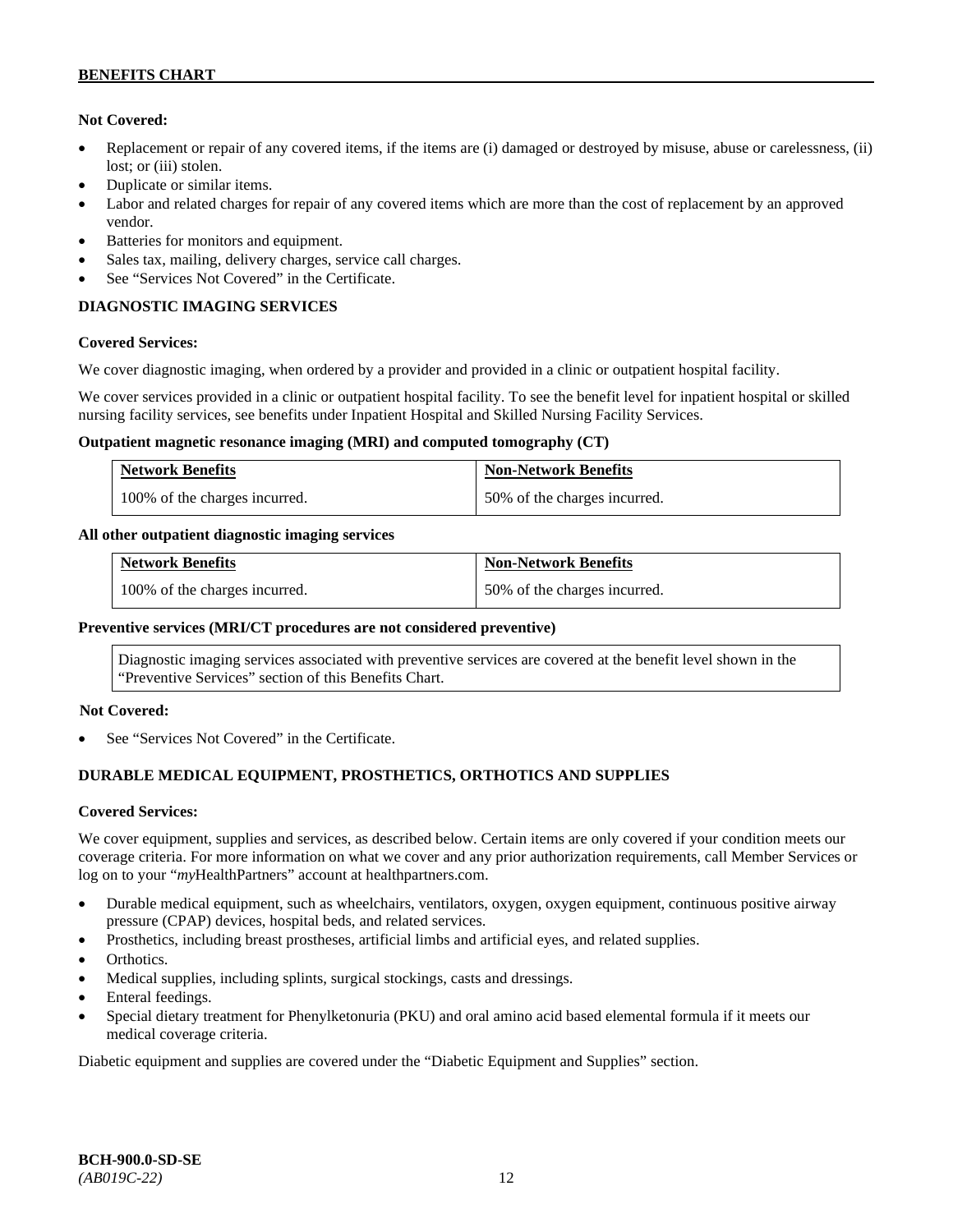**Not Covered:**

- Replacement or repair of any covered items, if the items are (i) damaged or destroyed by misuse, abuse or carelessness, (ii) lost; or (iii) stolen.
- Duplicate or similar items.
- Labor and related charges for repair of any covered items which are more than the cost of replacement by an approved vendor.
- Batteries for monitors and equipment.
- Sales tax, mailing, delivery charges, service call charges.
- See "Services Not Covered" in the Certificate.

**DIAGNOSTIC IMAGING SERVICES**

**Covered Services:**

We cover diagnostic imaging, when ordered by a provider and provided in a clinic or outpatient hospital facility.

We cover services provided in a clinic or outpatient hospital facility. To see the benefit level for inpatient hospital or skilled nursing facility services, see benefits under Inpatient Hospital and Skilled Nursing Facility Services.

**Outpatient magnetic resonance imaging (MRI) and computed tomography (CT)**

| Network Benefits | Non-Network Benefits |
|---|---|
| 100% of the charges incurred. | 50% of the charges incurred. |

**All other outpatient diagnostic imaging services**

| Network Benefits | Non-Network Benefits |
|---|---|
| 100% of the charges incurred. | 50% of the charges incurred. |

**Preventive services (MRI/CT procedures are not considered preventive)**

| Diagnostic imaging services associated with preventive services are covered at the benefit level shown in the "Preventive Services" section of this Benefits Chart. |
|---|

**Not Covered:**

- See "Services Not Covered" in the Certificate.

**DURABLE MEDICAL EQUIPMENT, PROSTHETICS, ORTHOTICS AND SUPPLIES**

**Covered Services:**

We cover equipment, supplies and services, as described below. Certain items are only covered if your condition meets our coverage criteria. For more information on what we cover and any prior authorization requirements, call Member Services or log on to your "*my*HealthPartners" account at healthpartners.com.

- Durable medical equipment, such as wheelchairs, ventilators, oxygen, oxygen equipment, continuous positive airway pressure (CPAP) devices, hospital beds, and related services.
- Prosthetics, including breast prostheses, artificial limbs and artificial eyes, and related supplies.
- Orthotics.
- Medical supplies, including splints, surgical stockings, casts and dressings.
- Enteral feedings.
- Special dietary treatment for Phenylketonuria (PKU) and oral amino acid based elemental formula if it meets our medical coverage criteria.

Diabetic equipment and supplies are covered under the "Diabetic Equipment and Supplies" section.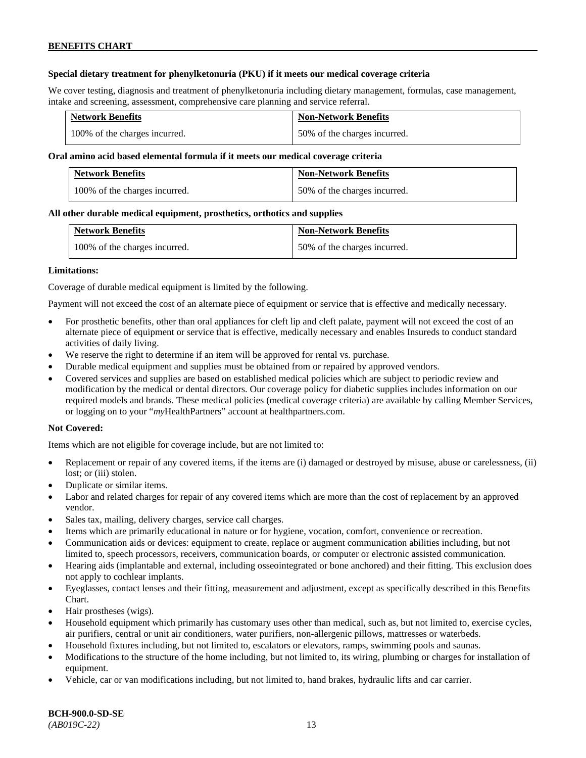**Special dietary treatment for phenylketonuria (PKU) if it meets our medical coverage criteria**

We cover testing, diagnosis and treatment of phenylketonuria including dietary management, formulas, case management, intake and screening, assessment, comprehensive care planning and service referral.

| Network Benefits | Non-Network Benefits |
|---|---|
| 100% of the charges incurred. | 50% of the charges incurred. |

**Oral amino acid based elemental formula if it meets our medical coverage criteria**

| Network Benefits | Non-Network Benefits |
|---|---|
| 100% of the charges incurred. | 50% of the charges incurred. |

**All other durable medical equipment, prosthetics, orthotics and supplies**

| Network Benefits | Non-Network Benefits |
|---|---|
| 100% of the charges incurred. | 50% of the charges incurred. |

**Limitations:**

Coverage of durable medical equipment is limited by the following.

Payment will not exceed the cost of an alternate piece of equipment or service that is effective and medically necessary.

- For prosthetic benefits, other than oral appliances for cleft lip and cleft palate, payment will not exceed the cost of an alternate piece of equipment or service that is effective, medically necessary and enables Insureds to conduct standard activities of daily living.
- We reserve the right to determine if an item will be approved for rental vs. purchase.
- Durable medical equipment and supplies must be obtained from or repaired by approved vendors.
- Covered services and supplies are based on established medical policies which are subject to periodic review and modification by the medical or dental directors. Our coverage policy for diabetic supplies includes information on our required models and brands. These medical policies (medical coverage criteria) are available by calling Member Services, or logging on to your "*my*HealthPartners" account at healthpartners.com.

**Not Covered:**

Items which are not eligible for coverage include, but are not limited to:

- Replacement or repair of any covered items, if the items are (i) damaged or destroyed by misuse, abuse or carelessness, (ii) lost; or (iii) stolen.
- Duplicate or similar items.
- Labor and related charges for repair of any covered items which are more than the cost of replacement by an approved vendor.
- Sales tax, mailing, delivery charges, service call charges.
- Items which are primarily educational in nature or for hygiene, vocation, comfort, convenience or recreation.
- Communication aids or devices: equipment to create, replace or augment communication abilities including, but not limited to, speech processors, receivers, communication boards, or computer or electronic assisted communication.
- Hearing aids (implantable and external, including osseointegrated or bone anchored) and their fitting. This exclusion does not apply to cochlear implants.
- Eyeglasses, contact lenses and their fitting, measurement and adjustment, except as specifically described in this Benefits Chart.
- Hair prostheses (wigs).
- Household equipment which primarily has customary uses other than medical, such as, but not limited to, exercise cycles, air purifiers, central or unit air conditioners, water purifiers, non-allergenic pillows, mattresses or waterbeds.
- Household fixtures including, but not limited to, escalators or elevators, ramps, swimming pools and saunas.
- Modifications to the structure of the home including, but not limited to, its wiring, plumbing or charges for installation of equipment.
- Vehicle, car or van modifications including, but not limited to, hand brakes, hydraulic lifts and car carrier.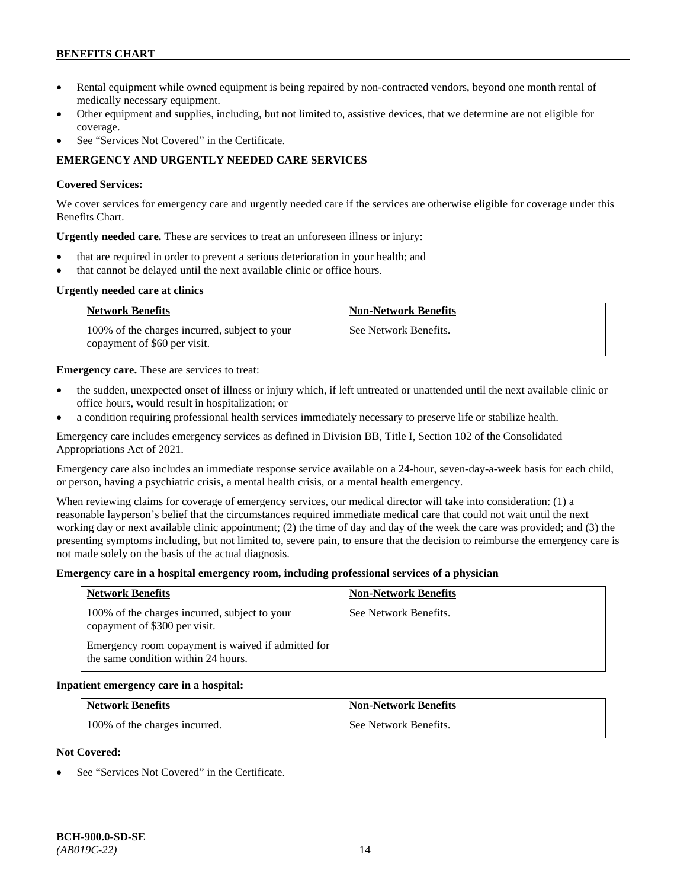- Rental equipment while owned equipment is being repaired by non-contracted vendors, beyond one month rental of medically necessary equipment.
- Other equipment and supplies, including, but not limited to, assistive devices, that we determine are not eligible for coverage.
- See "Services Not Covered" in the Certificate.

**EMERGENCY AND URGENTLY NEEDED CARE SERVICES**

**Covered Services:**

We cover services for emergency care and urgently needed care if the services are otherwise eligible for coverage under this Benefits Chart.

**Urgently needed care.** These are services to treat an unforeseen illness or injury:

- that are required in order to prevent a serious deterioration in your health; and
- that cannot be delayed until the next available clinic or office hours.

**Urgently needed care at clinics**

| Network Benefits | Non-Network Benefits |
|---|---|
| 100% of the charges incurred, subject to your copayment of $60 per visit. | See Network Benefits. |

**Emergency care.** These are services to treat:

- the sudden, unexpected onset of illness or injury which, if left untreated or unattended until the next available clinic or office hours, would result in hospitalization; or
- a condition requiring professional health services immediately necessary to preserve life or stabilize health.

Emergency care includes emergency services as defined in Division BB, Title I, Section 102 of the Consolidated Appropriations Act of 2021.

Emergency care also includes an immediate response service available on a 24-hour, seven-day-a-week basis for each child, or person, having a psychiatric crisis, a mental health crisis, or a mental health emergency.

When reviewing claims for coverage of emergency services, our medical director will take into consideration: (1) a reasonable layperson's belief that the circumstances required immediate medical care that could not wait until the next working day or next available clinic appointment; (2) the time of day and day of the week the care was provided; and (3) the presenting symptoms including, but not limited to, severe pain, to ensure that the decision to reimburse the emergency care is not made solely on the basis of the actual diagnosis.

**Emergency care in a hospital emergency room, including professional services of a physician**

| Network Benefits | Non-Network Benefits |
|---|---|
| 100% of the charges incurred, subject to your copayment of $300 per visit.<br><br>Emergency room copayment is waived if admitted for the same condition within 24 hours. | See Network Benefits. |

**Inpatient emergency care in a hospital:**

| Network Benefits | Non-Network Benefits |
|---|---|
| 100% of the charges incurred. | See Network Benefits. |

**Not Covered:**

- See "Services Not Covered" in the Certificate.

**BCH-900.0-SD-SE**
*(AB019C-22)*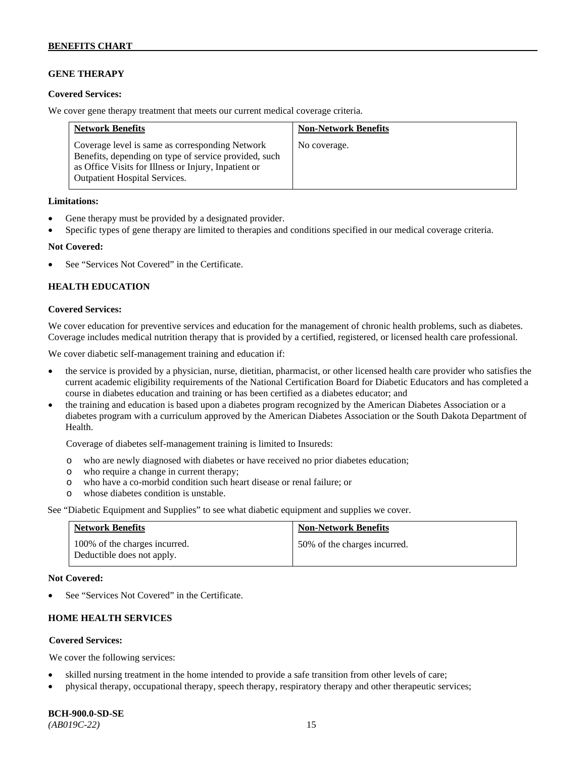## GENE THERAPY

**Covered Services:**

We cover gene therapy treatment that meets our current medical coverage criteria.

| Network Benefits | Non-Network Benefits |
|---|---|
| Coverage level is same as corresponding Network Benefits, depending on type of service provided, such as Office Visits for Illness or Injury, Inpatient or Outpatient Hospital Services. | No coverage. |

**Limitations:**

- Gene therapy must be provided by a designated provider.
- Specific types of gene therapy are limited to therapies and conditions specified in our medical coverage criteria.

**Not Covered:**

- See "Services Not Covered" in the Certificate.

## HEALTH EDUCATION

**Covered Services:**

We cover education for preventive services and education for the management of chronic health problems, such as diabetes. Coverage includes medical nutrition therapy that is provided by a certified, registered, or licensed health care professional.

We cover diabetic self-management training and education if:

- the service is provided by a physician, nurse, dietitian, pharmacist, or other licensed health care provider who satisfies the current academic eligibility requirements of the National Certification Board for Diabetic Educators and has completed a course in diabetes education and training or has been certified as a diabetes educator; and
- the training and education is based upon a diabetes program recognized by the American Diabetes Association or a diabetes program with a curriculum approved by the American Diabetes Association or the South Dakota Department of Health.

  Coverage of diabetes self-management training is limited to Insureds:

  - who are newly diagnosed with diabetes or have received no prior diabetes education;
  - who require a change in current therapy;
  - who have a co-morbid condition such heart disease or renal failure; or
  - whose diabetes condition is unstable.

See "Diabetic Equipment and Supplies" to see what diabetic equipment and supplies we cover.

| Network Benefits | Non-Network Benefits |
|---|---|
| 100% of the charges incurred. Deductible does not apply. | 50% of the charges incurred. |

**Not Covered:**

- See "Services Not Covered" in the Certificate.

## HOME HEALTH SERVICES

**Covered Services:**

We cover the following services:

- skilled nursing treatment in the home intended to provide a safe transition from other levels of care;
- physical therapy, occupational therapy, speech therapy, respiratory therapy and other therapeutic services;

**BCH-900.0-SD-SE**
*(AB019C-22)*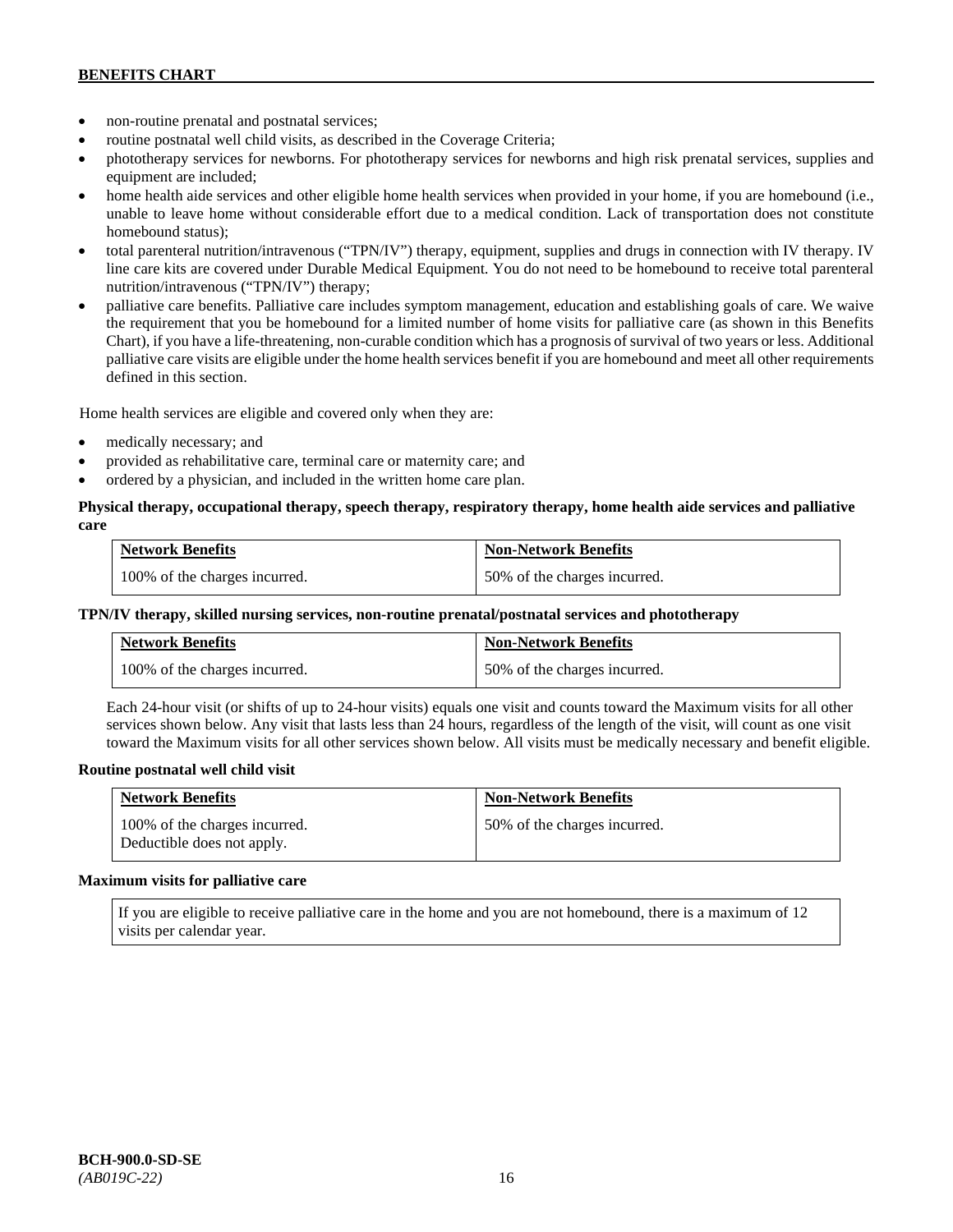- non-routine prenatal and postnatal services;
- routine postnatal well child visits, as described in the Coverage Criteria;
- phototherapy services for newborns. For phototherapy services for newborns and high risk prenatal services, supplies and equipment are included;
- home health aide services and other eligible home health services when provided in your home, if you are homebound (i.e., unable to leave home without considerable effort due to a medical condition. Lack of transportation does not constitute homebound status);
- total parenteral nutrition/intravenous ("TPN/IV") therapy, equipment, supplies and drugs in connection with IV therapy. IV line care kits are covered under Durable Medical Equipment. You do not need to be homebound to receive total parenteral nutrition/intravenous ("TPN/IV") therapy;
- palliative care benefits. Palliative care includes symptom management, education and establishing goals of care. We waive the requirement that you be homebound for a limited number of home visits for palliative care (as shown in this Benefits Chart), if you have a life-threatening, non-curable condition which has a prognosis of survival of two years or less. Additional palliative care visits are eligible under the home health services benefit if you are homebound and meet all other requirements defined in this section.

Home health services are eligible and covered only when they are:

- medically necessary; and
- provided as rehabilitative care, terminal care or maternity care; and
- ordered by a physician, and included in the written home care plan.

**Physical therapy, occupational therapy, speech therapy, respiratory therapy, home health aide services and palliative care**

| Network Benefits | Non-Network Benefits |
|---|---|
| 100% of the charges incurred. | 50% of the charges incurred. |

**TPN/IV therapy, skilled nursing services, non-routine prenatal/postnatal services and phototherapy**

| Network Benefits | Non-Network Benefits |
|---|---|
| 100% of the charges incurred. | 50% of the charges incurred. |

Each 24-hour visit (or shifts of up to 24-hour visits) equals one visit and counts toward the Maximum visits for all other services shown below. Any visit that lasts less than 24 hours, regardless of the length of the visit, will count as one visit toward the Maximum visits for all other services shown below. All visits must be medically necessary and benefit eligible.

**Routine postnatal well child visit**

| Network Benefits | Non-Network Benefits |
|---|---|
| 100% of the charges incurred. Deductible does not apply. | 50% of the charges incurred. |

**Maximum visits for palliative care**

| If you are eligible to receive palliative care in the home and you are not homebound, there is a maximum of 12 visits per calendar year. |
|---|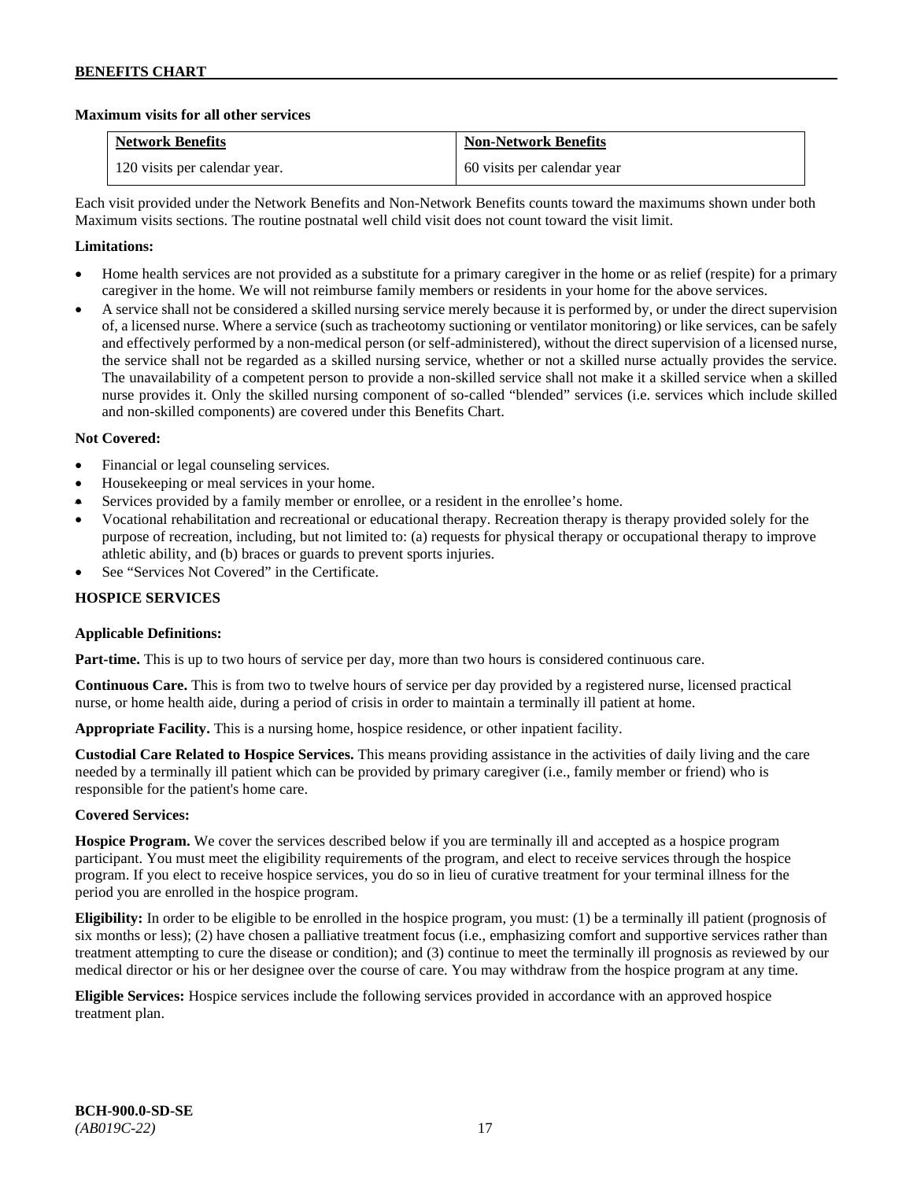**Maximum visits for all other services**

| Network Benefits | Non-Network Benefits |
| --- | --- |
| 120 visits per calendar year. | 60 visits per calendar year |

Each visit provided under the Network Benefits and Non-Network Benefits counts toward the maximums shown under both Maximum visits sections. The routine postnatal well child visit does not count toward the visit limit.

**Limitations:**

- Home health services are not provided as a substitute for a primary caregiver in the home or as relief (respite) for a primary caregiver in the home. We will not reimburse family members or residents in your home for the above services.
- A service shall not be considered a skilled nursing service merely because it is performed by, or under the direct supervision of, a licensed nurse. Where a service (such as tracheotomy suctioning or ventilator monitoring) or like services, can be safely and effectively performed by a non-medical person (or self-administered), without the direct supervision of a licensed nurse, the service shall not be regarded as a skilled nursing service, whether or not a skilled nurse actually provides the service. The unavailability of a competent person to provide a non-skilled service shall not make it a skilled service when a skilled nurse provides it. Only the skilled nursing component of so-called "blended" services (i.e. services which include skilled and non-skilled components) are covered under this Benefits Chart.

**Not Covered:**

- Financial or legal counseling services.
- Housekeeping or meal services in your home.
- Services provided by a family member or enrollee, or a resident in the enrollee's home.
- Vocational rehabilitation and recreational or educational therapy. Recreation therapy is therapy provided solely for the purpose of recreation, including, but not limited to: (a) requests for physical therapy or occupational therapy to improve athletic ability, and (b) braces or guards to prevent sports injuries.
- See "Services Not Covered" in the Certificate.

## HOSPICE SERVICES

**Applicable Definitions:**

**Part-time.** This is up to two hours of service per day, more than two hours is considered continuous care.

**Continuous Care.** This is from two to twelve hours of service per day provided by a registered nurse, licensed practical nurse, or home health aide, during a period of crisis in order to maintain a terminally ill patient at home.

**Appropriate Facility.** This is a nursing home, hospice residence, or other inpatient facility.

**Custodial Care Related to Hospice Services.** This means providing assistance in the activities of daily living and the care needed by a terminally ill patient which can be provided by primary caregiver (i.e., family member or friend) who is responsible for the patient's home care.

**Covered Services:**

**Hospice Program.** We cover the services described below if you are terminally ill and accepted as a hospice program participant. You must meet the eligibility requirements of the program, and elect to receive services through the hospice program. If you elect to receive hospice services, you do so in lieu of curative treatment for your terminal illness for the period you are enrolled in the hospice program.

**Eligibility:** In order to be eligible to be enrolled in the hospice program, you must: (1) be a terminally ill patient (prognosis of six months or less); (2) have chosen a palliative treatment focus (i.e., emphasizing comfort and supportive services rather than treatment attempting to cure the disease or condition); and (3) continue to meet the terminally ill prognosis as reviewed by our medical director or his or her designee over the course of care. You may withdraw from the hospice program at any time.

**Eligible Services:** Hospice services include the following services provided in accordance with an approved hospice treatment plan.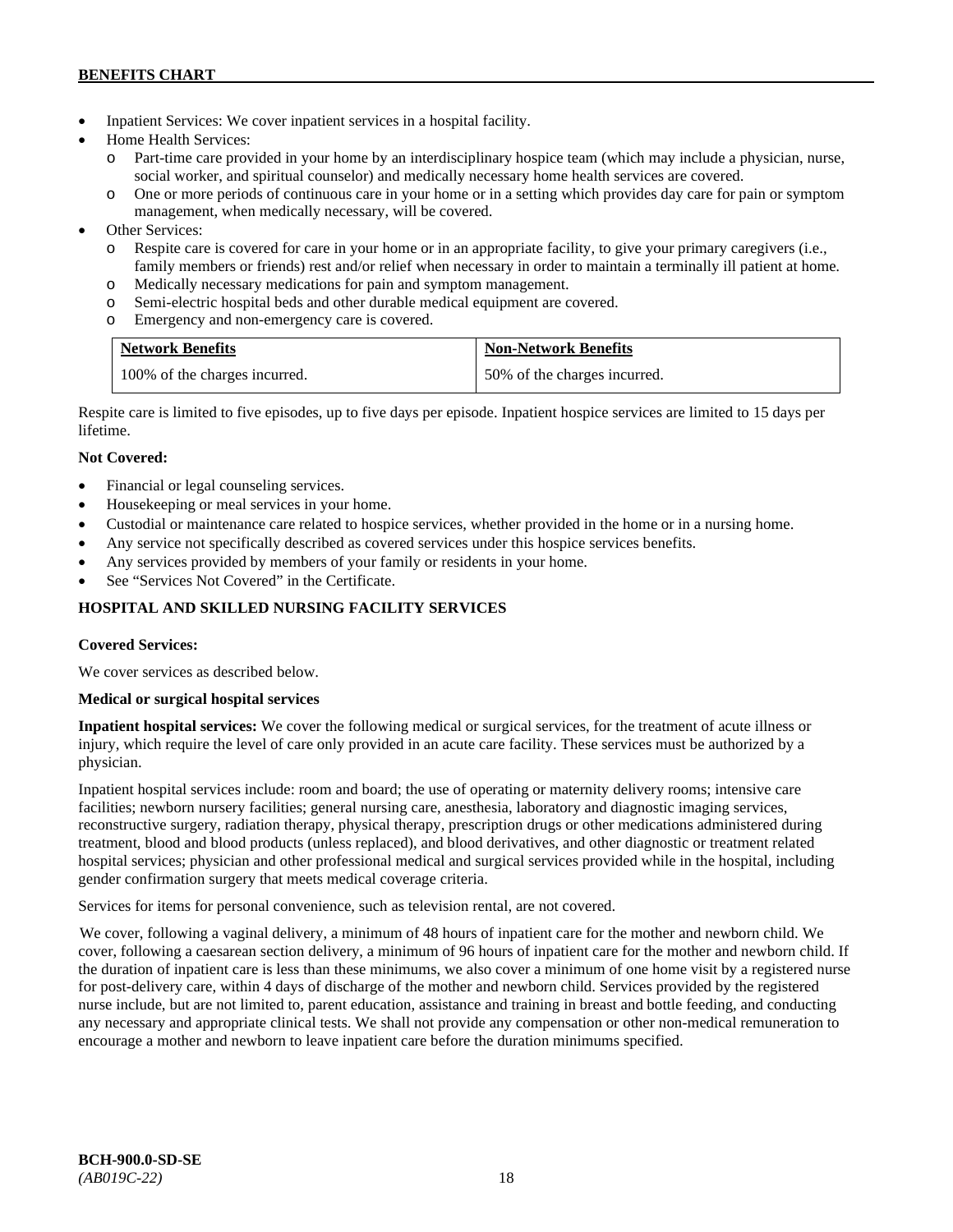- Inpatient Services: We cover inpatient services in a hospital facility.
- Home Health Services:
  - Part-time care provided in your home by an interdisciplinary hospice team (which may include a physician, nurse, social worker, and spiritual counselor) and medically necessary home health services are covered.
  - One or more periods of continuous care in your home or in a setting which provides day care for pain or symptom management, when medically necessary, will be covered.
- Other Services:
  - Respite care is covered for care in your home or in an appropriate facility, to give your primary caregivers (i.e., family members or friends) rest and/or relief when necessary in order to maintain a terminally ill patient at home.
  - Medically necessary medications for pain and symptom management.
  - Semi-electric hospital beds and other durable medical equipment are covered.
  - Emergency and non-emergency care is covered.

| Network Benefits | Non-Network Benefits |
|---|---|
| 100% of the charges incurred. | 50% of the charges incurred. |

Respite care is limited to five episodes, up to five days per episode. Inpatient hospice services are limited to 15 days per lifetime.

**Not Covered:**

- Financial or legal counseling services.
- Housekeeping or meal services in your home.
- Custodial or maintenance care related to hospice services, whether provided in the home or in a nursing home.
- Any service not specifically described as covered services under this hospice services benefits.
- Any services provided by members of your family or residents in your home.
- See "Services Not Covered" in the Certificate.

## HOSPITAL AND SKILLED NURSING FACILITY SERVICES

**Covered Services:**

We cover services as described below.

**Medical or surgical hospital services**

**Inpatient hospital services:** We cover the following medical or surgical services, for the treatment of acute illness or injury, which require the level of care only provided in an acute care facility. These services must be authorized by a physician.

Inpatient hospital services include: room and board; the use of operating or maternity delivery rooms; intensive care facilities; newborn nursery facilities; general nursing care, anesthesia, laboratory and diagnostic imaging services, reconstructive surgery, radiation therapy, physical therapy, prescription drugs or other medications administered during treatment, blood and blood products (unless replaced), and blood derivatives, and other diagnostic or treatment related hospital services; physician and other professional medical and surgical services provided while in the hospital, including gender confirmation surgery that meets medical coverage criteria.

Services for items for personal convenience, such as television rental, are not covered.

We cover, following a vaginal delivery, a minimum of 48 hours of inpatient care for the mother and newborn child. We cover, following a caesarean section delivery, a minimum of 96 hours of inpatient care for the mother and newborn child. If the duration of inpatient care is less than these minimums, we also cover a minimum of one home visit by a registered nurse for post-delivery care, within 4 days of discharge of the mother and newborn child. Services provided by the registered nurse include, but are not limited to, parent education, assistance and training in breast and bottle feeding, and conducting any necessary and appropriate clinical tests. We shall not provide any compensation or other non-medical remuneration to encourage a mother and newborn to leave inpatient care before the duration minimums specified.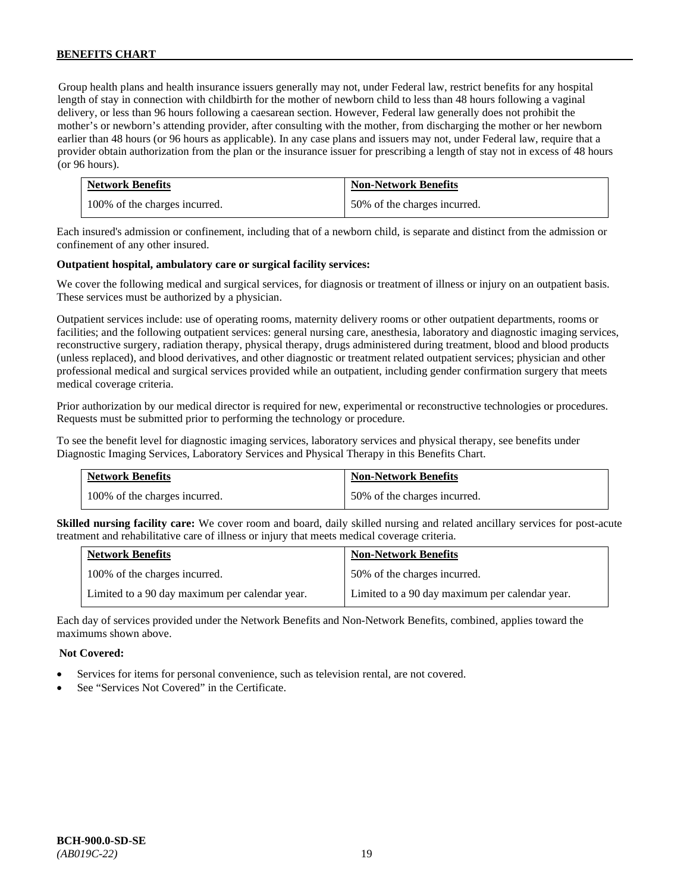Group health plans and health insurance issuers generally may not, under Federal law, restrict benefits for any hospital length of stay in connection with childbirth for the mother of newborn child to less than 48 hours following a vaginal delivery, or less than 96 hours following a caesarean section. However, Federal law generally does not prohibit the mother's or newborn's attending provider, after consulting with the mother, from discharging the mother or her newborn earlier than 48 hours (or 96 hours as applicable). In any case plans and issuers may not, under Federal law, require that a provider obtain authorization from the plan or the insurance issuer for prescribing a length of stay not in excess of 48 hours (or 96 hours).

| Network Benefits | Non-Network Benefits |
|---|---|
| 100% of the charges incurred. | 50% of the charges incurred. |

Each insured's admission or confinement, including that of a newborn child, is separate and distinct from the admission or confinement of any other insured.

**Outpatient hospital, ambulatory care or surgical facility services:**

We cover the following medical and surgical services, for diagnosis or treatment of illness or injury on an outpatient basis. These services must be authorized by a physician.

Outpatient services include: use of operating rooms, maternity delivery rooms or other outpatient departments, rooms or facilities; and the following outpatient services: general nursing care, anesthesia, laboratory and diagnostic imaging services, reconstructive surgery, radiation therapy, physical therapy, drugs administered during treatment, blood and blood products (unless replaced), and blood derivatives, and other diagnostic or treatment related outpatient services; physician and other professional medical and surgical services provided while an outpatient, including gender confirmation surgery that meets medical coverage criteria.

Prior authorization by our medical director is required for new, experimental or reconstructive technologies or procedures. Requests must be submitted prior to performing the technology or procedure.

To see the benefit level for diagnostic imaging services, laboratory services and physical therapy, see benefits under Diagnostic Imaging Services, Laboratory Services and Physical Therapy in this Benefits Chart.

| Network Benefits | Non-Network Benefits |
|---|---|
| 100% of the charges incurred. | 50% of the charges incurred. |

**Skilled nursing facility care:** We cover room and board, daily skilled nursing and related ancillary services for post-acute treatment and rehabilitative care of illness or injury that meets medical coverage criteria.

| Network Benefits | Non-Network Benefits |
|---|---|
| 100% of the charges incurred. | 50% of the charges incurred. |
| Limited to a 90 day maximum per calendar year. | Limited to a 90 day maximum per calendar year. |

Each day of services provided under the Network Benefits and Non-Network Benefits, combined, applies toward the maximums shown above.

**Not Covered:**

- Services for items for personal convenience, such as television rental, are not covered.
- See "Services Not Covered" in the Certificate.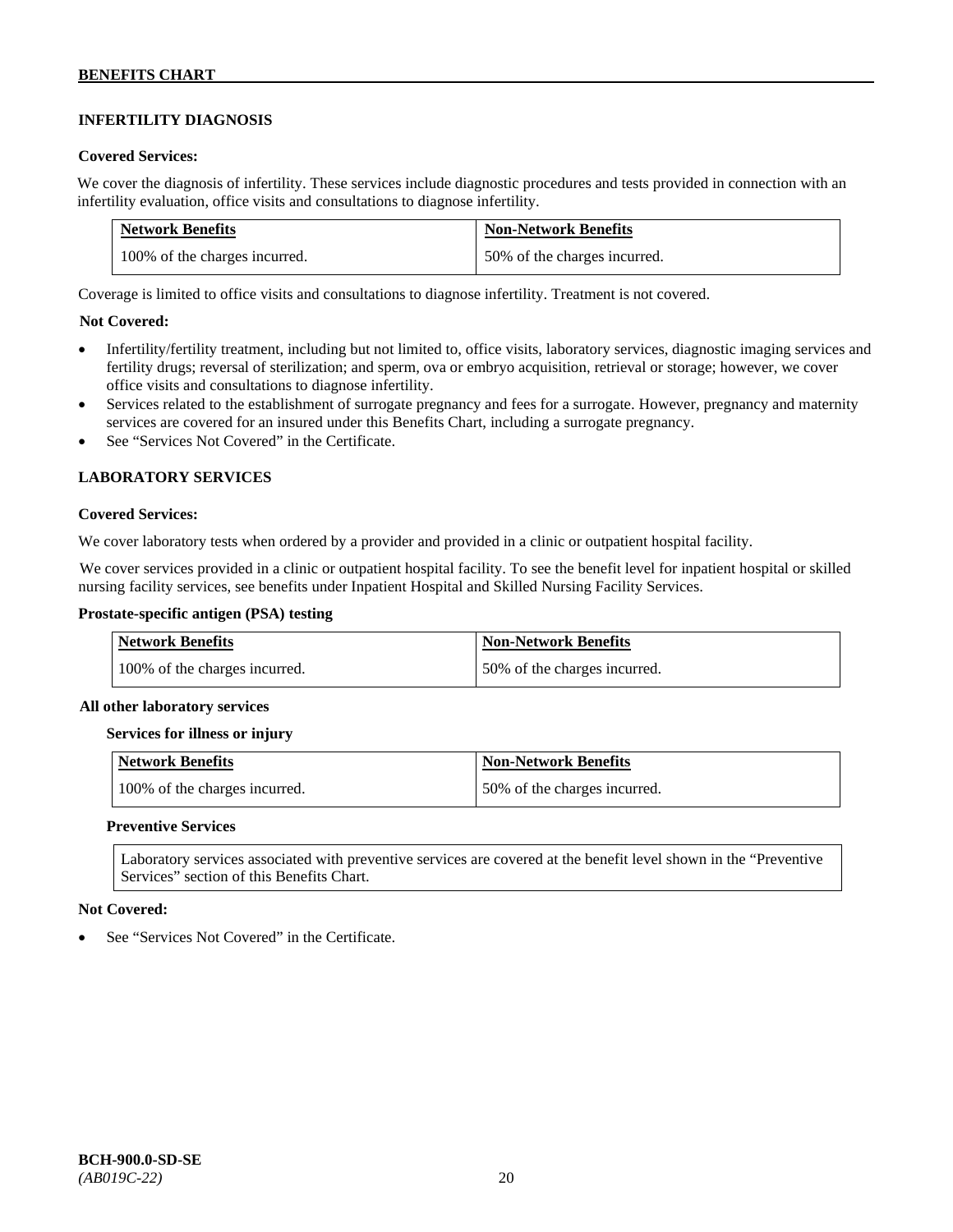## INFERTILITY DIAGNOSIS

**Covered Services:**

We cover the diagnosis of infertility. These services include diagnostic procedures and tests provided in connection with an infertility evaluation, office visits and consultations to diagnose infertility.

| Network Benefits | Non-Network Benefits |
|---|---|
| 100% of the charges incurred. | 50% of the charges incurred. |

Coverage is limited to office visits and consultations to diagnose infertility. Treatment is not covered.

**Not Covered:**

- Infertility/fertility treatment, including but not limited to, office visits, laboratory services, diagnostic imaging services and fertility drugs; reversal of sterilization; and sperm, ova or embryo acquisition, retrieval or storage; however, we cover office visits and consultations to diagnose infertility.
- Services related to the establishment of surrogate pregnancy and fees for a surrogate. However, pregnancy and maternity services are covered for an insured under this Benefits Chart, including a surrogate pregnancy.
- See "Services Not Covered" in the Certificate.

## LABORATORY SERVICES

**Covered Services:**

We cover laboratory tests when ordered by a provider and provided in a clinic or outpatient hospital facility.

We cover services provided in a clinic or outpatient hospital facility. To see the benefit level for inpatient hospital or skilled nursing facility services, see benefits under Inpatient Hospital and Skilled Nursing Facility Services.

**Prostate-specific antigen (PSA) testing**

| Network Benefits | Non-Network Benefits |
|---|---|
| 100% of the charges incurred. | 50% of the charges incurred. |

**All other laboratory services**

**Services for illness or injury**

| Network Benefits | Non-Network Benefits |
|---|---|
| 100% of the charges incurred. | 50% of the charges incurred. |

**Preventive Services**

Laboratory services associated with preventive services are covered at the benefit level shown in the "Preventive Services" section of this Benefits Chart.

**Not Covered:**

- See "Services Not Covered" in the Certificate.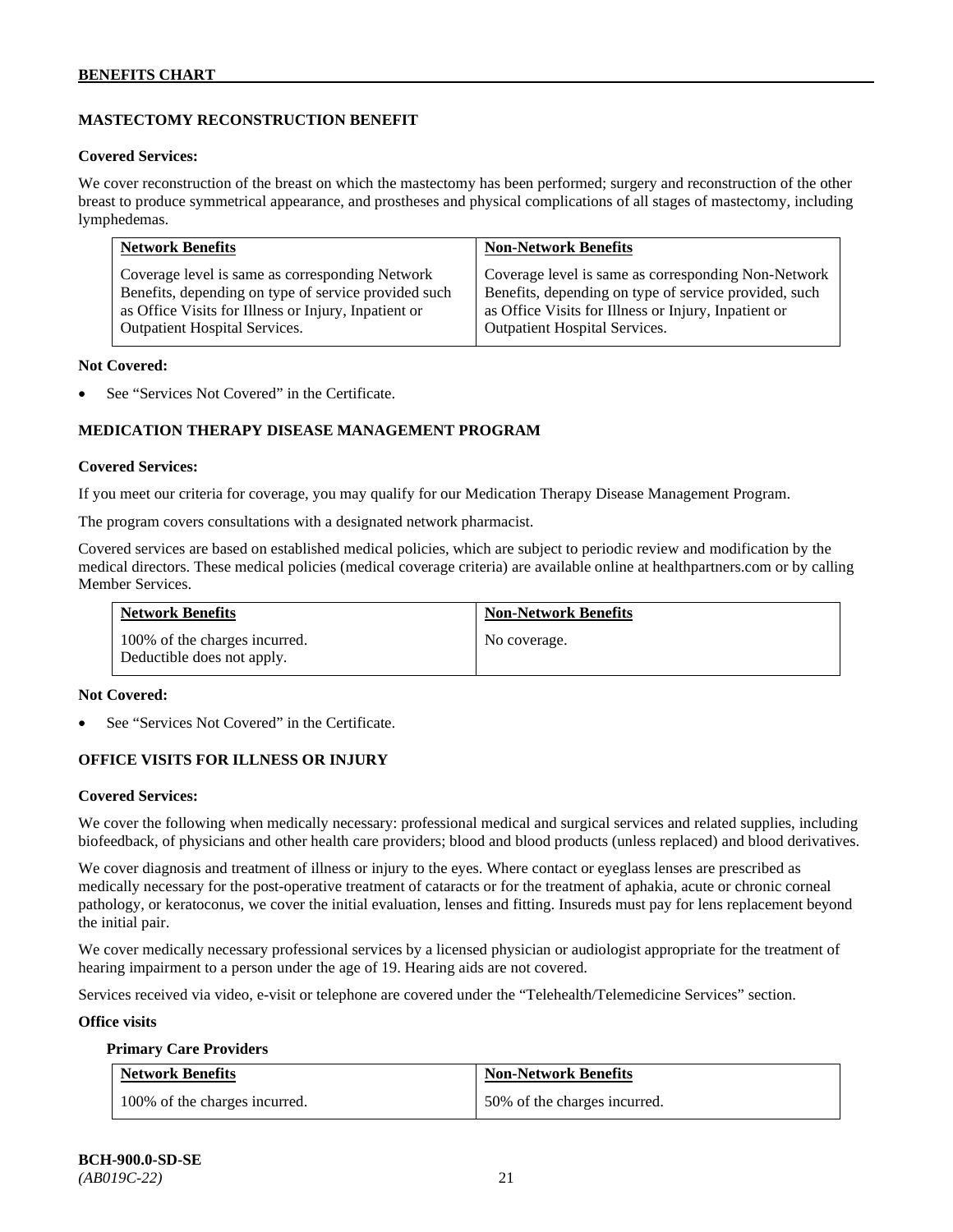## MASTECTOMY RECONSTRUCTION BENEFIT

**Covered Services:**

We cover reconstruction of the breast on which the mastectomy has been performed; surgery and reconstruction of the other breast to produce symmetrical appearance, and prostheses and physical complications of all stages of mastectomy, including lymphedemas.

| Network Benefits | Non-Network Benefits |
|---|---|
| Coverage level is same as corresponding Network Benefits, depending on type of service provided such as Office Visits for Illness or Injury, Inpatient or Outpatient Hospital Services. | Coverage level is same as corresponding Non-Network Benefits, depending on type of service provided, such as Office Visits for Illness or Injury, Inpatient or Outpatient Hospital Services. |

**Not Covered:**

- See "Services Not Covered" in the Certificate.

## MEDICATION THERAPY DISEASE MANAGEMENT PROGRAM

**Covered Services:**

If you meet our criteria for coverage, you may qualify for our Medication Therapy Disease Management Program.

The program covers consultations with a designated network pharmacist.

Covered services are based on established medical policies, which are subject to periodic review and modification by the medical directors. These medical policies (medical coverage criteria) are available online at healthpartners.com or by calling Member Services.

| Network Benefits | Non-Network Benefits |
|---|---|
| 100% of the charges incurred. Deductible does not apply. | No coverage. |

**Not Covered:**

- See "Services Not Covered" in the Certificate.

## OFFICE VISITS FOR ILLNESS OR INJURY

**Covered Services:**

We cover the following when medically necessary: professional medical and surgical services and related supplies, including biofeedback, of physicians and other health care providers; blood and blood products (unless replaced) and blood derivatives.

We cover diagnosis and treatment of illness or injury to the eyes. Where contact or eyeglass lenses are prescribed as medically necessary for the post-operative treatment of cataracts or for the treatment of aphakia, acute or chronic corneal pathology, or keratoconus, we cover the initial evaluation, lenses and fitting. Insureds must pay for lens replacement beyond the initial pair.

We cover medically necessary professional services by a licensed physician or audiologist appropriate for the treatment of hearing impairment to a person under the age of 19. Hearing aids are not covered.

Services received via video, e-visit or telephone are covered under the "Telehealth/Telemedicine Services" section.

**Office visits**

**Primary Care Providers**

| Network Benefits | Non-Network Benefits |
|---|---|
| 100% of the charges incurred. | 50% of the charges incurred. |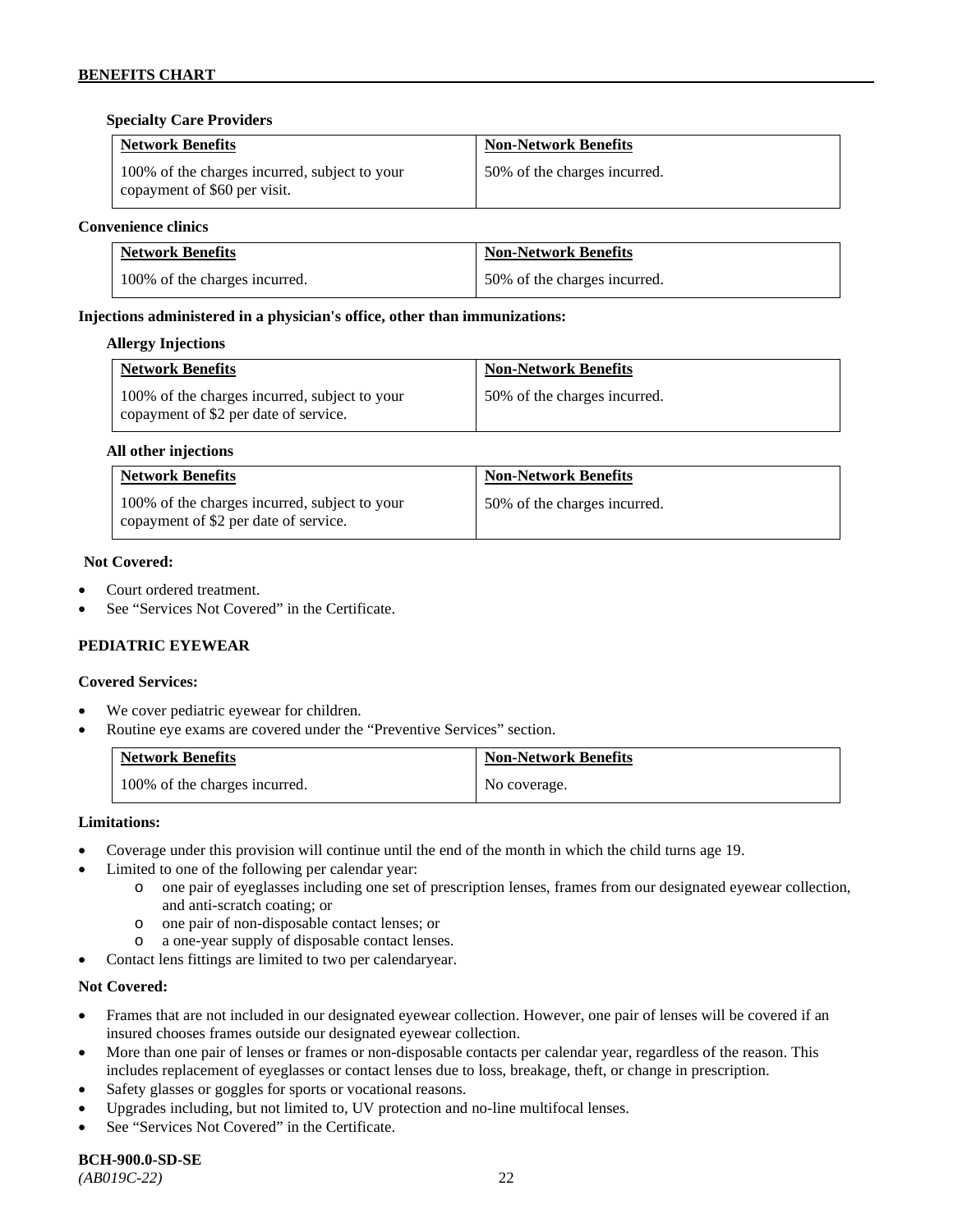**Specialty Care Providers**

| Network Benefits | Non-Network Benefits |
| --- | --- |
| 100% of the charges incurred, subject to your copayment of $60 per visit. | 50% of the charges incurred. |

**Convenience clinics**

| Network Benefits | Non-Network Benefits |
| --- | --- |
| 100% of the charges incurred. | 50% of the charges incurred. |

**Injections administered in a physician's office, other than immunizations:**

**Allergy Injections**

| Network Benefits | Non-Network Benefits |
| --- | --- |
| 100% of the charges incurred, subject to your copayment of $2 per date of service. | 50% of the charges incurred. |

**All other injections**

| Network Benefits | Non-Network Benefits |
| --- | --- |
| 100% of the charges incurred, subject to your copayment of $2 per date of service. | 50% of the charges incurred. |

**Not Covered:**

- Court ordered treatment.
- See "Services Not Covered" in the Certificate.

## PEDIATRIC EYEWEAR

**Covered Services:**

- We cover pediatric eyewear for children.
- Routine eye exams are covered under the "Preventive Services" section.

| Network Benefits | Non-Network Benefits |
| --- | --- |
| 100% of the charges incurred. | No coverage. |

**Limitations:**

- Coverage under this provision will continue until the end of the month in which the child turns age 19.
- Limited to one of the following per calendar year:
    - one pair of eyeglasses including one set of prescription lenses, frames from our designated eyewear collection, and anti-scratch coating; or
    - one pair of non-disposable contact lenses; or
    - a one-year supply of disposable contact lenses.
- Contact lens fittings are limited to two per calendaryear.

**Not Covered:**

- Frames that are not included in our designated eyewear collection. However, one pair of lenses will be covered if an insured chooses frames outside our designated eyewear collection.
- More than one pair of lenses or frames or non-disposable contacts per calendar year, regardless of the reason. This includes replacement of eyeglasses or contact lenses due to loss, breakage, theft, or change in prescription.
- Safety glasses or goggles for sports or vocational reasons.
- Upgrades including, but not limited to, UV protection and no-line multifocal lenses.
- See "Services Not Covered" in the Certificate.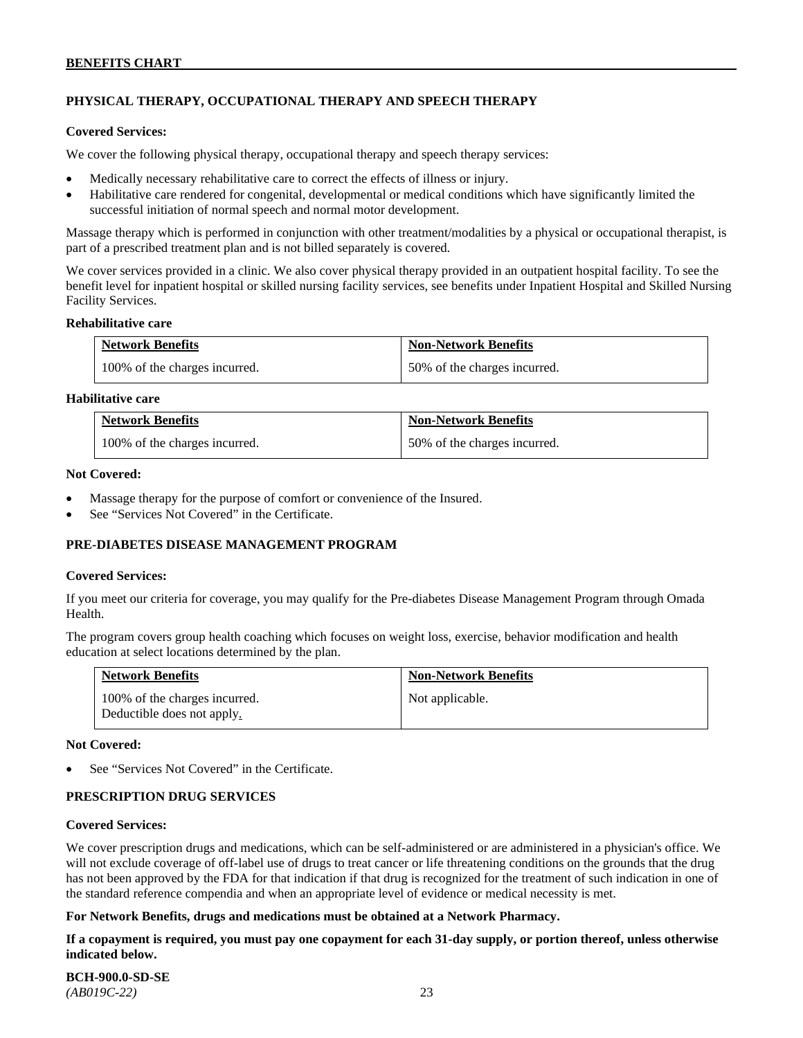## PHYSICAL THERAPY, OCCUPATIONAL THERAPY AND SPEECH THERAPY

**Covered Services:**

We cover the following physical therapy, occupational therapy and speech therapy services:

- Medically necessary rehabilitative care to correct the effects of illness or injury.
- Habilitative care rendered for congenital, developmental or medical conditions which have significantly limited the successful initiation of normal speech and normal motor development.

Massage therapy which is performed in conjunction with other treatment/modalities by a physical or occupational therapist, is part of a prescribed treatment plan and is not billed separately is covered.

We cover services provided in a clinic. We also cover physical therapy provided in an outpatient hospital facility. To see the benefit level for inpatient hospital or skilled nursing facility services, see benefits under Inpatient Hospital and Skilled Nursing Facility Services.

**Rehabilitative care**

| Network Benefits | Non-Network Benefits |
|---|---|
| 100% of the charges incurred. | 50% of the charges incurred. |

**Habilitative care**

| Network Benefits | Non-Network Benefits |
|---|---|
| 100% of the charges incurred. | 50% of the charges incurred. |

**Not Covered:**

- Massage therapy for the purpose of comfort or convenience of the Insured.
- See "Services Not Covered" in the Certificate.

## PRE-DIABETES DISEASE MANAGEMENT PROGRAM

**Covered Services:**

If you meet our criteria for coverage, you may qualify for the Pre-diabetes Disease Management Program through Omada Health.

The program covers group health coaching which focuses on weight loss, exercise, behavior modification and health education at select locations determined by the plan.

| Network Benefits | Non-Network Benefits |
|---|---|
| 100% of the charges incurred.<br>Deductible does not apply. | Not applicable. |

**Not Covered:**

- See "Services Not Covered" in the Certificate.

## PRESCRIPTION DRUG SERVICES

**Covered Services:**

We cover prescription drugs and medications, which can be self-administered or are administered in a physician's office. We will not exclude coverage of off-label use of drugs to treat cancer or life threatening conditions on the grounds that the drug has not been approved by the FDA for that indication if that drug is recognized for the treatment of such indication in one of the standard reference compendia and when an appropriate level of evidence or medical necessity is met.

**For Network Benefits, drugs and medications must be obtained at a Network Pharmacy.**

**If a copayment is required, you must pay one copayment for each 31-day supply, or portion thereof, unless otherwise indicated below.**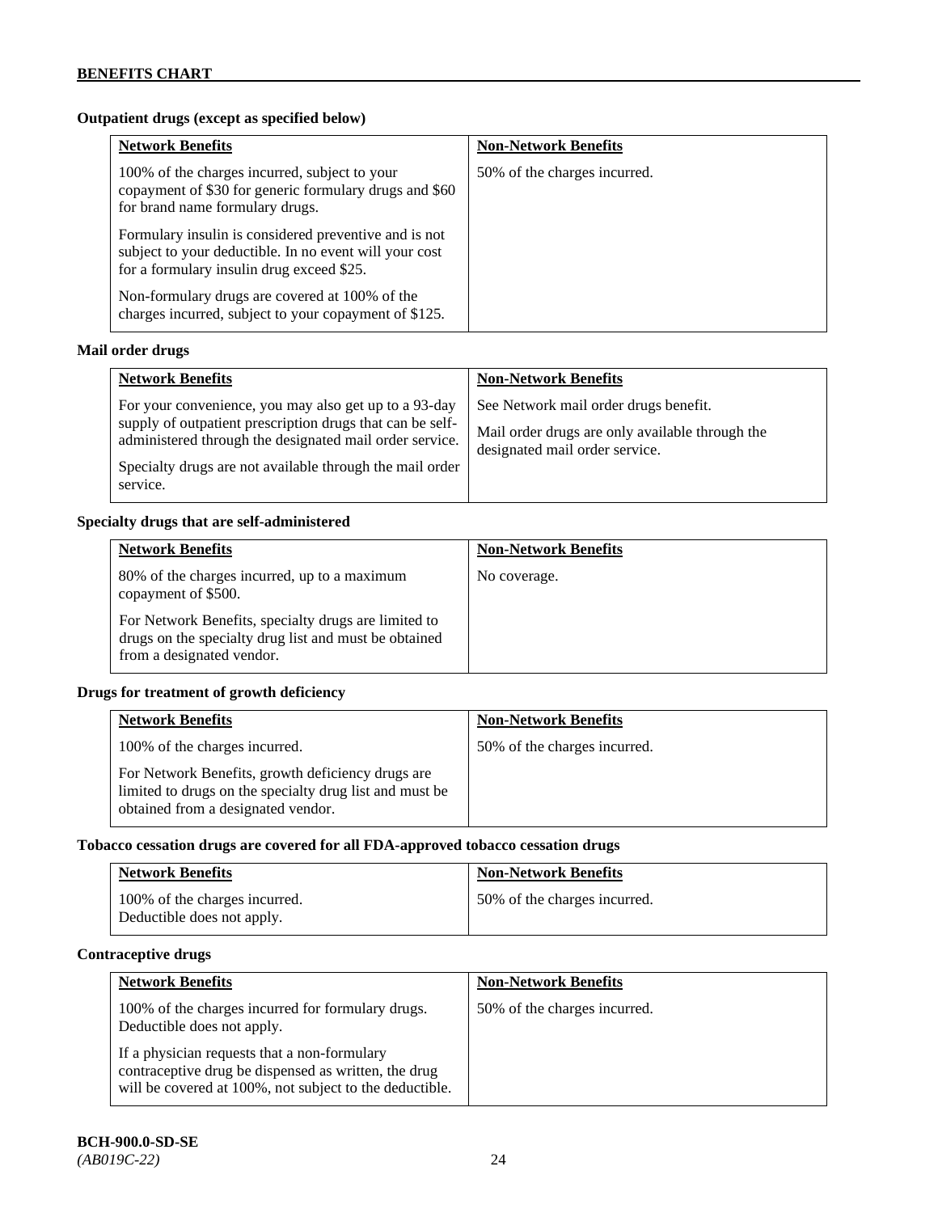**Outpatient drugs (except as specified below)**

| Network Benefits | Non-Network Benefits |
|---|---|
| 100% of the charges incurred, subject to your copayment of $30 for generic formulary drugs and $60 for brand name formulary drugs.<br><br>Formulary insulin is considered preventive and is not subject to your deductible. In no event will your cost for a formulary insulin drug exceed $25.<br><br>Non-formulary drugs are covered at 100% of the charges incurred, subject to your copayment of $125. | 50% of the charges incurred. |

**Mail order drugs**

| Network Benefits | Non-Network Benefits |
|---|---|
| For your convenience, you may also get up to a 93-day supply of outpatient prescription drugs that can be self-administered through the designated mail order service.<br><br>Specialty drugs are not available through the mail order service. | See Network mail order drugs benefit.<br><br>Mail order drugs are only available through the designated mail order service. |

**Specialty drugs that are self-administered**

| Network Benefits | Non-Network Benefits |
|---|---|
| 80% of the charges incurred, up to a maximum copayment of $500.<br><br>For Network Benefits, specialty drugs are limited to drugs on the specialty drug list and must be obtained from a designated vendor. | No coverage. |

**Drugs for treatment of growth deficiency**

| Network Benefits | Non-Network Benefits |
|---|---|
| 100% of the charges incurred.<br><br>For Network Benefits, growth deficiency drugs are limited to drugs on the specialty drug list and must be obtained from a designated vendor. | 50% of the charges incurred. |

**Tobacco cessation drugs are covered for all FDA-approved tobacco cessation drugs**

| Network Benefits | Non-Network Benefits |
|---|---|
| 100% of the charges incurred.<br>Deductible does not apply. | 50% of the charges incurred. |

**Contraceptive drugs**

| Network Benefits | Non-Network Benefits |
|---|---|
| 100% of the charges incurred for formulary drugs. Deductible does not apply.<br><br>If a physician requests that a non-formulary contraceptive drug be dispensed as written, the drug will be covered at 100%, not subject to the deductible. | 50% of the charges incurred. |

**BCH-900.0-SD-SE**
*(AB019C-22)*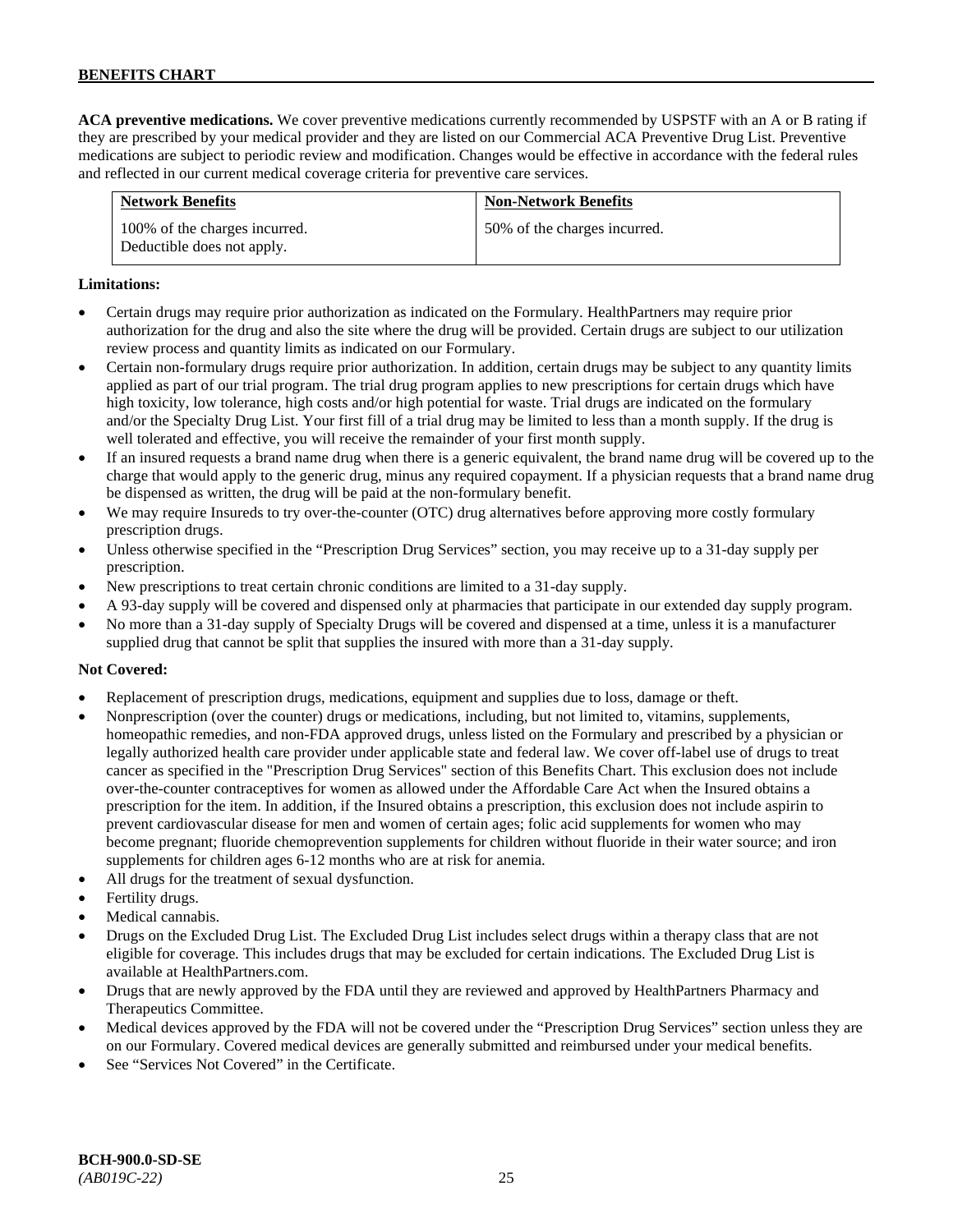**ACA preventive medications.** We cover preventive medications currently recommended by USPSTF with an A or B rating if they are prescribed by your medical provider and they are listed on our Commercial ACA Preventive Drug List. Preventive medications are subject to periodic review and modification. Changes would be effective in accordance with the federal rules and reflected in our current medical coverage criteria for preventive care services.

| Network Benefits | Non-Network Benefits |
|---|---|
| 100% of the charges incurred. Deductible does not apply. | 50% of the charges incurred. |

**Limitations:**

- Certain drugs may require prior authorization as indicated on the Formulary. HealthPartners may require prior authorization for the drug and also the site where the drug will be provided. Certain drugs are subject to our utilization review process and quantity limits as indicated on our Formulary.
- Certain non-formulary drugs require prior authorization. In addition, certain drugs may be subject to any quantity limits applied as part of our trial program. The trial drug program applies to new prescriptions for certain drugs which have high toxicity, low tolerance, high costs and/or high potential for waste. Trial drugs are indicated on the formulary and/or the Specialty Drug List. Your first fill of a trial drug may be limited to less than a month supply. If the drug is well tolerated and effective, you will receive the remainder of your first month supply.
- If an insured requests a brand name drug when there is a generic equivalent, the brand name drug will be covered up to the charge that would apply to the generic drug, minus any required copayment. If a physician requests that a brand name drug be dispensed as written, the drug will be paid at the non-formulary benefit.
- We may require Insureds to try over-the-counter (OTC) drug alternatives before approving more costly formulary prescription drugs.
- Unless otherwise specified in the "Prescription Drug Services" section, you may receive up to a 31-day supply per prescription.
- New prescriptions to treat certain chronic conditions are limited to a 31-day supply.
- A 93-day supply will be covered and dispensed only at pharmacies that participate in our extended day supply program.
- No more than a 31-day supply of Specialty Drugs will be covered and dispensed at a time, unless it is a manufacturer supplied drug that cannot be split that supplies the insured with more than a 31-day supply.

**Not Covered:**

- Replacement of prescription drugs, medications, equipment and supplies due to loss, damage or theft.
- Nonprescription (over the counter) drugs or medications, including, but not limited to, vitamins, supplements, homeopathic remedies, and non-FDA approved drugs, unless listed on the Formulary and prescribed by a physician or legally authorized health care provider under applicable state and federal law. We cover off-label use of drugs to treat cancer as specified in the "Prescription Drug Services" section of this Benefits Chart. This exclusion does not include over-the-counter contraceptives for women as allowed under the Affordable Care Act when the Insured obtains a prescription for the item. In addition, if the Insured obtains a prescription, this exclusion does not include aspirin to prevent cardiovascular disease for men and women of certain ages; folic acid supplements for women who may become pregnant; fluoride chemoprevention supplements for children without fluoride in their water source; and iron supplements for children ages 6-12 months who are at risk for anemia.
- All drugs for the treatment of sexual dysfunction.
- Fertility drugs.
- Medical cannabis.
- Drugs on the Excluded Drug List. The Excluded Drug List includes select drugs within a therapy class that are not eligible for coverage. This includes drugs that may be excluded for certain indications. The Excluded Drug List is available at HealthPartners.com.
- Drugs that are newly approved by the FDA until they are reviewed and approved by HealthPartners Pharmacy and Therapeutics Committee.
- Medical devices approved by the FDA will not be covered under the "Prescription Drug Services" section unless they are on our Formulary. Covered medical devices are generally submitted and reimbursed under your medical benefits.
- See "Services Not Covered" in the Certificate.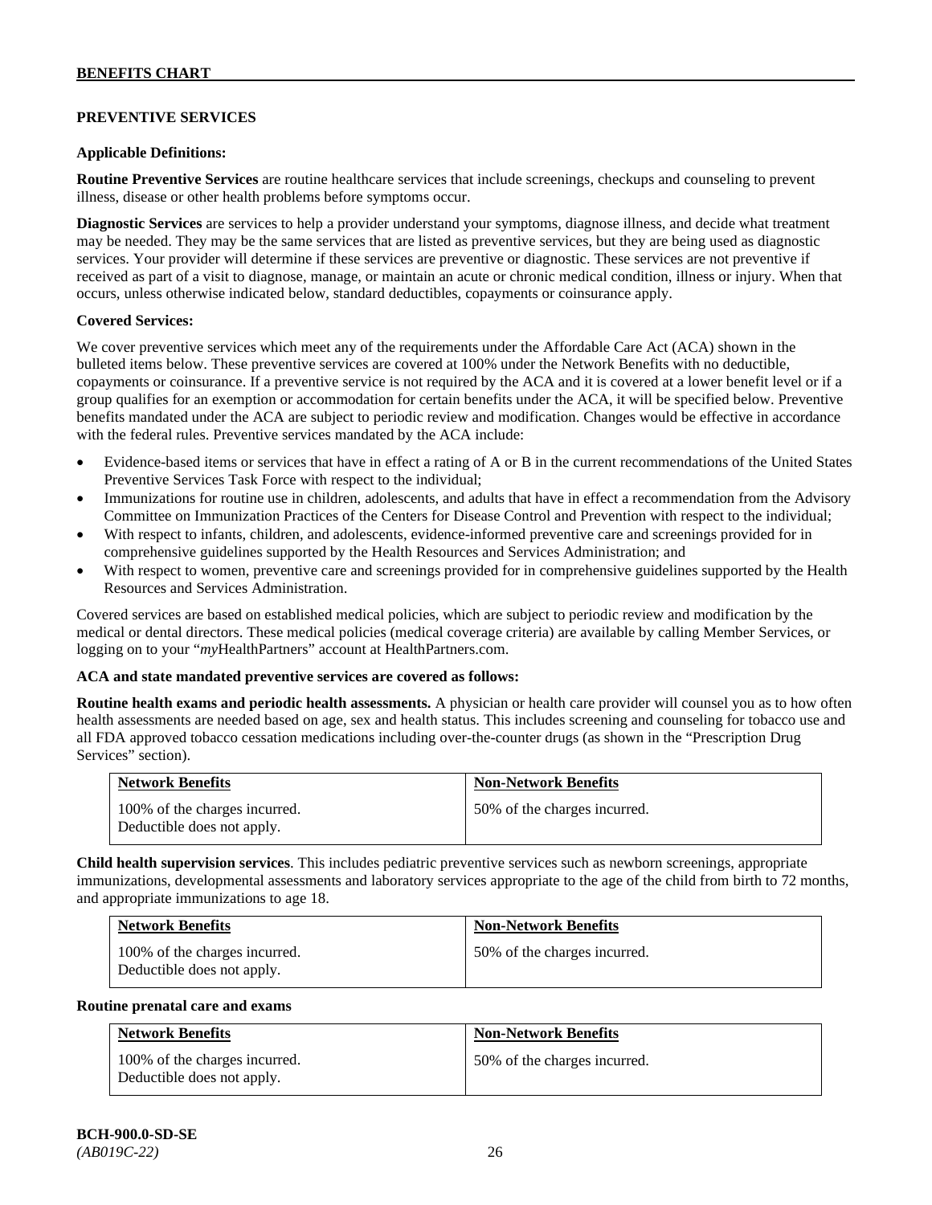## PREVENTIVE SERVICES

**Applicable Definitions:**

**Routine Preventive Services** are routine healthcare services that include screenings, checkups and counseling to prevent illness, disease or other health problems before symptoms occur.

**Diagnostic Services** are services to help a provider understand your symptoms, diagnose illness, and decide what treatment may be needed. They may be the same services that are listed as preventive services, but they are being used as diagnostic services. Your provider will determine if these services are preventive or diagnostic. These services are not preventive if received as part of a visit to diagnose, manage, or maintain an acute or chronic medical condition, illness or injury. When that occurs, unless otherwise indicated below, standard deductibles, copayments or coinsurance apply.

**Covered Services:**

We cover preventive services which meet any of the requirements under the Affordable Care Act (ACA) shown in the bulleted items below. These preventive services are covered at 100% under the Network Benefits with no deductible, copayments or coinsurance. If a preventive service is not required by the ACA and it is covered at a lower benefit level or if a group qualifies for an exemption or accommodation for certain benefits under the ACA, it will be specified below. Preventive benefits mandated under the ACA are subject to periodic review and modification. Changes would be effective in accordance with the federal rules. Preventive services mandated by the ACA include:

- Evidence-based items or services that have in effect a rating of A or B in the current recommendations of the United States Preventive Services Task Force with respect to the individual;
- Immunizations for routine use in children, adolescents, and adults that have in effect a recommendation from the Advisory Committee on Immunization Practices of the Centers for Disease Control and Prevention with respect to the individual;
- With respect to infants, children, and adolescents, evidence-informed preventive care and screenings provided for in comprehensive guidelines supported by the Health Resources and Services Administration; and
- With respect to women, preventive care and screenings provided for in comprehensive guidelines supported by the Health Resources and Services Administration.

Covered services are based on established medical policies, which are subject to periodic review and modification by the medical or dental directors. These medical policies (medical coverage criteria) are available by calling Member Services, or logging on to your "*my*HealthPartners" account at HealthPartners.com.

**ACA and state mandated preventive services are covered as follows:**

**Routine health exams and periodic health assessments.** A physician or health care provider will counsel you as to how often health assessments are needed based on age, sex and health status. This includes screening and counseling for tobacco use and all FDA approved tobacco cessation medications including over-the-counter drugs (as shown in the "Prescription Drug Services" section).

| Network Benefits | Non-Network Benefits |
|---|---|
| 100% of the charges incurred. Deductible does not apply. | 50% of the charges incurred. |

**Child health supervision services**. This includes pediatric preventive services such as newborn screenings, appropriate immunizations, developmental assessments and laboratory services appropriate to the age of the child from birth to 72 months, and appropriate immunizations to age 18.

| Network Benefits | Non-Network Benefits |
|---|---|
| 100% of the charges incurred. Deductible does not apply. | 50% of the charges incurred. |

**Routine prenatal care and exams**

| Network Benefits | Non-Network Benefits |
|---|---|
| 100% of the charges incurred. Deductible does not apply. | 50% of the charges incurred. |

**BCH-900.0-SD-SE**
*(AB019C-22)*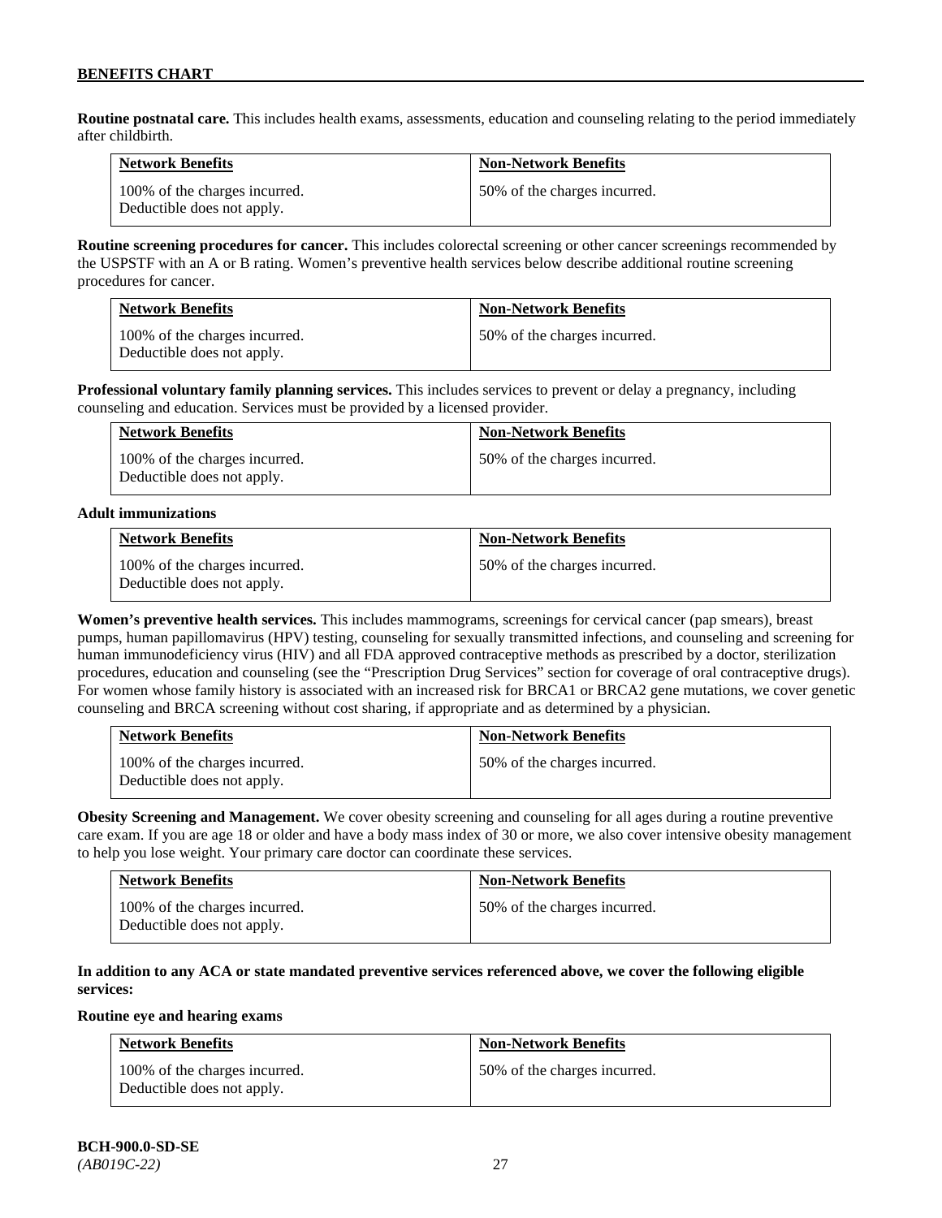**Routine postnatal care.** This includes health exams, assessments, education and counseling relating to the period immediately after childbirth.

| Network Benefits | Non-Network Benefits |
| --- | --- |
| 100% of the charges incurred. Deductible does not apply. | 50% of the charges incurred. |

**Routine screening procedures for cancer.** This includes colorectal screening or other cancer screenings recommended by the USPSTF with an A or B rating. Women's preventive health services below describe additional routine screening procedures for cancer.

| Network Benefits | Non-Network Benefits |
| --- | --- |
| 100% of the charges incurred. Deductible does not apply. | 50% of the charges incurred. |

**Professional voluntary family planning services.** This includes services to prevent or delay a pregnancy, including counseling and education. Services must be provided by a licensed provider.

| Network Benefits | Non-Network Benefits |
| --- | --- |
| 100% of the charges incurred. Deductible does not apply. | 50% of the charges incurred. |

**Adult immunizations**

| Network Benefits | Non-Network Benefits |
| --- | --- |
| 100% of the charges incurred. Deductible does not apply. | 50% of the charges incurred. |

**Women's preventive health services.** This includes mammograms, screenings for cervical cancer (pap smears), breast pumps, human papillomavirus (HPV) testing, counseling for sexually transmitted infections, and counseling and screening for human immunodeficiency virus (HIV) and all FDA approved contraceptive methods as prescribed by a doctor, sterilization procedures, education and counseling (see the "Prescription Drug Services" section for coverage of oral contraceptive drugs). For women whose family history is associated with an increased risk for BRCA1 or BRCA2 gene mutations, we cover genetic counseling and BRCA screening without cost sharing, if appropriate and as determined by a physician.

| Network Benefits | Non-Network Benefits |
| --- | --- |
| 100% of the charges incurred. Deductible does not apply. | 50% of the charges incurred. |

**Obesity Screening and Management.** We cover obesity screening and counseling for all ages during a routine preventive care exam. If you are age 18 or older and have a body mass index of 30 or more, we also cover intensive obesity management to help you lose weight. Your primary care doctor can coordinate these services.

| Network Benefits | Non-Network Benefits |
| --- | --- |
| 100% of the charges incurred. Deductible does not apply. | 50% of the charges incurred. |

**In addition to any ACA or state mandated preventive services referenced above, we cover the following eligible services:**

**Routine eye and hearing exams**

| Network Benefits | Non-Network Benefits |
| --- | --- |
| 100% of the charges incurred. Deductible does not apply. | 50% of the charges incurred. |

**BCH-900.0-SD-SE**
*(AB019C-22)*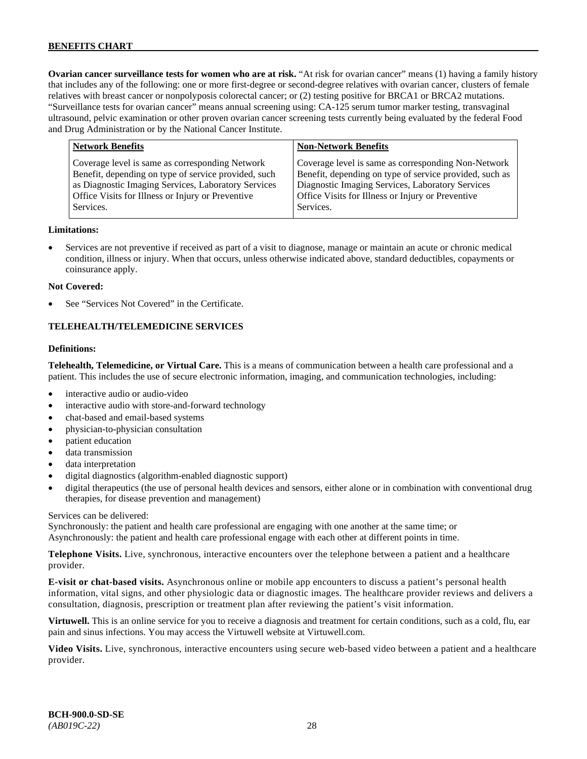**Ovarian cancer surveillance tests for women who are at risk.** "At risk for ovarian cancer" means (1) having a family history that includes any of the following: one or more first-degree or second-degree relatives with ovarian cancer, clusters of female relatives with breast cancer or nonpolyposis colorectal cancer; or (2) testing positive for BRCA1 or BRCA2 mutations. "Surveillance tests for ovarian cancer" means annual screening using: CA-125 serum tumor marker testing, transvaginal ultrasound, pelvic examination or other proven ovarian cancer screening tests currently being evaluated by the federal Food and Drug Administration or by the National Cancer Institute.

| Network Benefits | Non-Network Benefits |
|---|---|
| Coverage level is same as corresponding Network Benefit, depending on type of service provided, such as Diagnostic Imaging Services, Laboratory Services Office Visits for Illness or Injury or Preventive Services. | Coverage level is same as corresponding Non-Network Benefit, depending on type of service provided, such as Diagnostic Imaging Services, Laboratory Services Office Visits for Illness or Injury or Preventive Services. |

**Limitations:**

- Services are not preventive if received as part of a visit to diagnose, manage or maintain an acute or chronic medical condition, illness or injury. When that occurs, unless otherwise indicated above, standard deductibles, copayments or coinsurance apply.

**Not Covered:**

- See "Services Not Covered" in the Certificate.

## TELEHEALTH/TELEMEDICINE SERVICES

**Definitions:**

**Telehealth, Telemedicine, or Virtual Care.** This is a means of communication between a health care professional and a patient. This includes the use of secure electronic information, imaging, and communication technologies, including:

- interactive audio or audio-video
- interactive audio with store-and-forward technology
- chat-based and email-based systems
- physician-to-physician consultation
- patient education
- data transmission
- data interpretation
- digital diagnostics (algorithm-enabled diagnostic support)
- digital therapeutics (the use of personal health devices and sensors, either alone or in combination with conventional drug therapies, for disease prevention and management)

Services can be delivered:
Synchronously: the patient and health care professional are engaging with one another at the same time; or
Asynchronously: the patient and health care professional engage with each other at different points in time.

**Telephone Visits.** Live, synchronous, interactive encounters over the telephone between a patient and a healthcare provider.

**E-visit or chat-based visits.** Asynchronous online or mobile app encounters to discuss a patient's personal health information, vital signs, and other physiologic data or diagnostic images. The healthcare provider reviews and delivers a consultation, diagnosis, prescription or treatment plan after reviewing the patient's visit information.

**Virtuwell.** This is an online service for you to receive a diagnosis and treatment for certain conditions, such as a cold, flu, ear pain and sinus infections. You may access the Virtuwell website at Virtuwell.com.

**Video Visits.** Live, synchronous, interactive encounters using secure web-based video between a patient and a healthcare provider.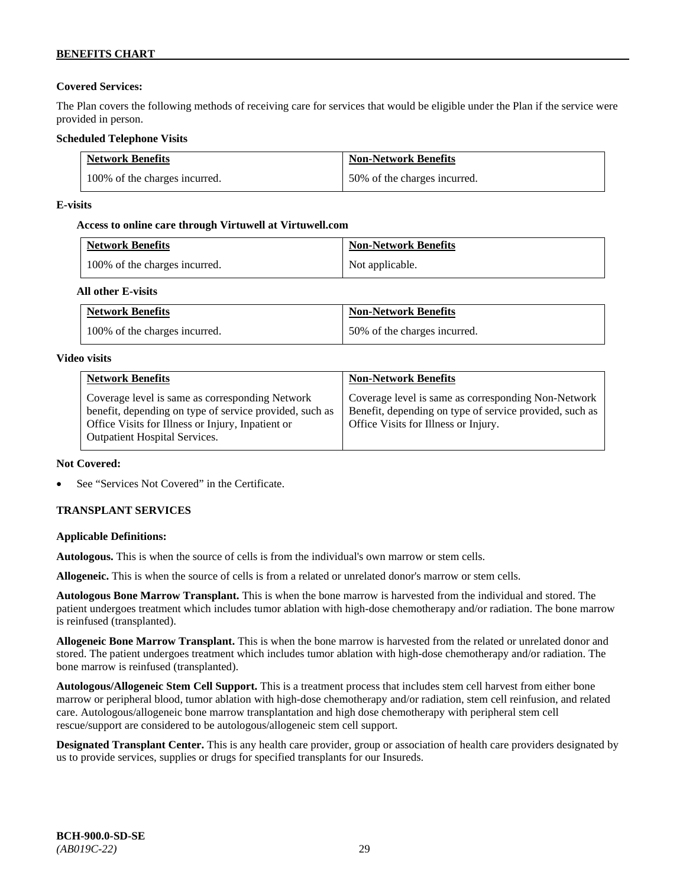**Covered Services:**

The Plan covers the following methods of receiving care for services that would be eligible under the Plan if the service were provided in person.

**Scheduled Telephone Visits**

| Network Benefits | Non-Network Benefits |
|---|---|
| 100% of the charges incurred. | 50% of the charges incurred. |

**E-visits**

**Access to online care through Virtuwell at Virtuwell.com**

| Network Benefits | Non-Network Benefits |
|---|---|
| 100% of the charges incurred. | Not applicable. |

**All other E-visits**

| Network Benefits | Non-Network Benefits |
|---|---|
| 100% of the charges incurred. | 50% of the charges incurred. |

**Video visits**

| Network Benefits | Non-Network Benefits |
|---|---|
| Coverage level is same as corresponding Network benefit, depending on type of service provided, such as Office Visits for Illness or Injury, Inpatient or Outpatient Hospital Services. | Coverage level is same as corresponding Non-Network Benefit, depending on type of service provided, such as Office Visits for Illness or Injury. |

**Not Covered:**

- See "Services Not Covered" in the Certificate.

## TRANSPLANT SERVICES

**Applicable Definitions:**

**Autologous.** This is when the source of cells is from the individual's own marrow or stem cells.

**Allogeneic.** This is when the source of cells is from a related or unrelated donor's marrow or stem cells.

**Autologous Bone Marrow Transplant.** This is when the bone marrow is harvested from the individual and stored. The patient undergoes treatment which includes tumor ablation with high-dose chemotherapy and/or radiation. The bone marrow is reinfused (transplanted).

**Allogeneic Bone Marrow Transplant.** This is when the bone marrow is harvested from the related or unrelated donor and stored. The patient undergoes treatment which includes tumor ablation with high-dose chemotherapy and/or radiation. The bone marrow is reinfused (transplanted).

**Autologous/Allogeneic Stem Cell Support.** This is a treatment process that includes stem cell harvest from either bone marrow or peripheral blood, tumor ablation with high-dose chemotherapy and/or radiation, stem cell reinfusion, and related care. Autologous/allogeneic bone marrow transplantation and high dose chemotherapy with peripheral stem cell rescue/support are considered to be autologous/allogeneic stem cell support.

**Designated Transplant Center.** This is any health care provider, group or association of health care providers designated by us to provide services, supplies or drugs for specified transplants for our Insureds.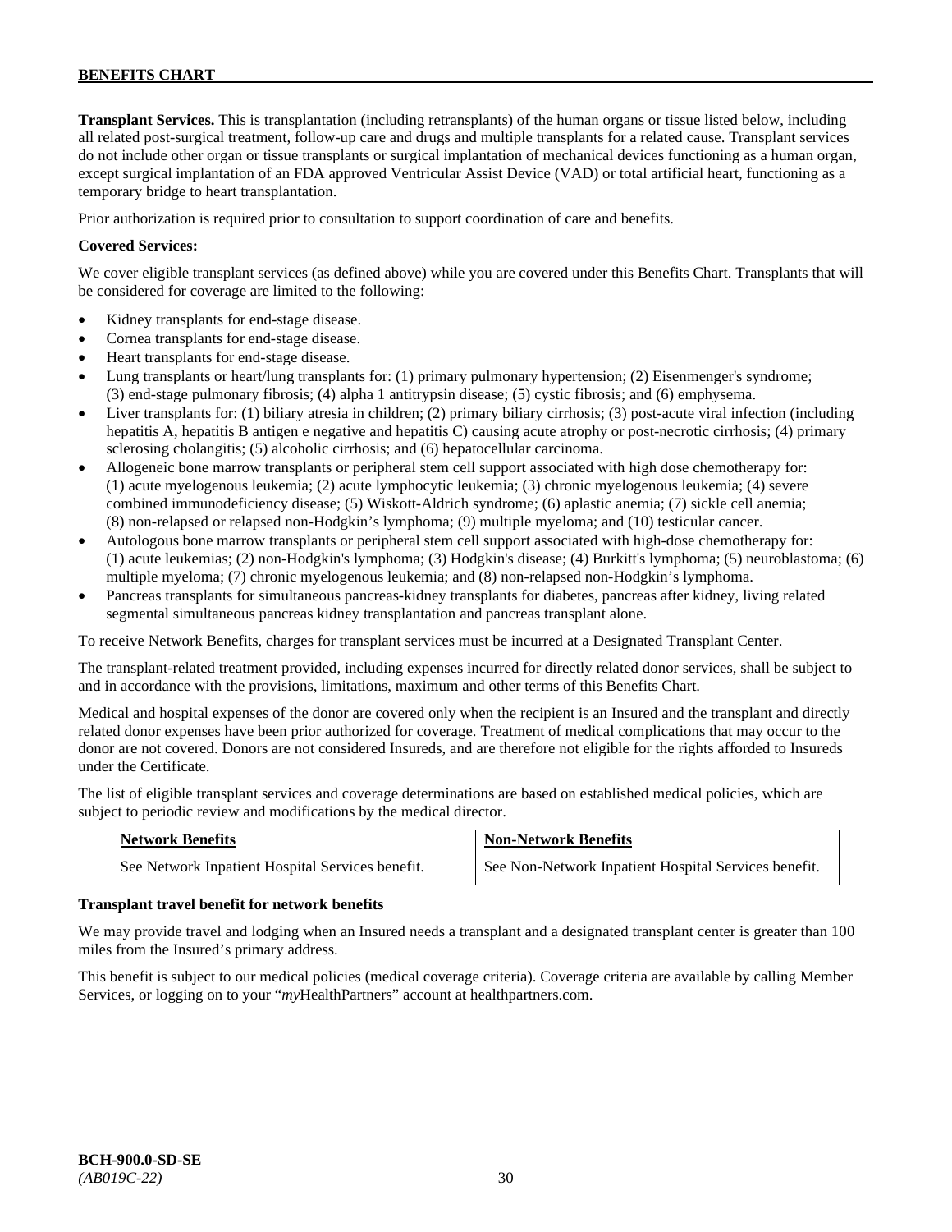**Transplant Services.** This is transplantation (including retransplants) of the human organs or tissue listed below, including all related post-surgical treatment, follow-up care and drugs and multiple transplants for a related cause. Transplant services do not include other organ or tissue transplants or surgical implantation of mechanical devices functioning as a human organ, except surgical implantation of an FDA approved Ventricular Assist Device (VAD) or total artificial heart, functioning as a temporary bridge to heart transplantation.

Prior authorization is required prior to consultation to support coordination of care and benefits.

**Covered Services:**

We cover eligible transplant services (as defined above) while you are covered under this Benefits Chart. Transplants that will be considered for coverage are limited to the following:

- Kidney transplants for end-stage disease.
- Cornea transplants for end-stage disease.
- Heart transplants for end-stage disease.
- Lung transplants or heart/lung transplants for: (1) primary pulmonary hypertension; (2) Eisenmenger's syndrome; (3) end-stage pulmonary fibrosis; (4) alpha 1 antitrypsin disease; (5) cystic fibrosis; and (6) emphysema.
- Liver transplants for: (1) biliary atresia in children; (2) primary biliary cirrhosis; (3) post-acute viral infection (including hepatitis A, hepatitis B antigen e negative and hepatitis C) causing acute atrophy or post-necrotic cirrhosis; (4) primary sclerosing cholangitis; (5) alcoholic cirrhosis; and (6) hepatocellular carcinoma.
- Allogeneic bone marrow transplants or peripheral stem cell support associated with high dose chemotherapy for: (1) acute myelogenous leukemia; (2) acute lymphocytic leukemia; (3) chronic myelogenous leukemia; (4) severe combined immunodeficiency disease; (5) Wiskott-Aldrich syndrome; (6) aplastic anemia; (7) sickle cell anemia; (8) non-relapsed or relapsed non-Hodgkin's lymphoma; (9) multiple myeloma; and (10) testicular cancer.
- Autologous bone marrow transplants or peripheral stem cell support associated with high-dose chemotherapy for: (1) acute leukemias; (2) non-Hodgkin's lymphoma; (3) Hodgkin's disease; (4) Burkitt's lymphoma; (5) neuroblastoma; (6) multiple myeloma; (7) chronic myelogenous leukemia; and (8) non-relapsed non-Hodgkin's lymphoma.
- Pancreas transplants for simultaneous pancreas-kidney transplants for diabetes, pancreas after kidney, living related segmental simultaneous pancreas kidney transplantation and pancreas transplant alone.

To receive Network Benefits, charges for transplant services must be incurred at a Designated Transplant Center.

The transplant-related treatment provided, including expenses incurred for directly related donor services, shall be subject to and in accordance with the provisions, limitations, maximum and other terms of this Benefits Chart.

Medical and hospital expenses of the donor are covered only when the recipient is an Insured and the transplant and directly related donor expenses have been prior authorized for coverage. Treatment of medical complications that may occur to the donor are not covered. Donors are not considered Insureds, and are therefore not eligible for the rights afforded to Insureds under the Certificate.

The list of eligible transplant services and coverage determinations are based on established medical policies, which are subject to periodic review and modifications by the medical director.

| Network Benefits | Non-Network Benefits |
|---|---|
| See Network Inpatient Hospital Services benefit. | See Non-Network Inpatient Hospital Services benefit. |

**Transplant travel benefit for network benefits**

We may provide travel and lodging when an Insured needs a transplant and a designated transplant center is greater than 100 miles from the Insured's primary address.

This benefit is subject to our medical policies (medical coverage criteria). Coverage criteria are available by calling Member Services, or logging on to your "*my*HealthPartners" account at healthpartners.com.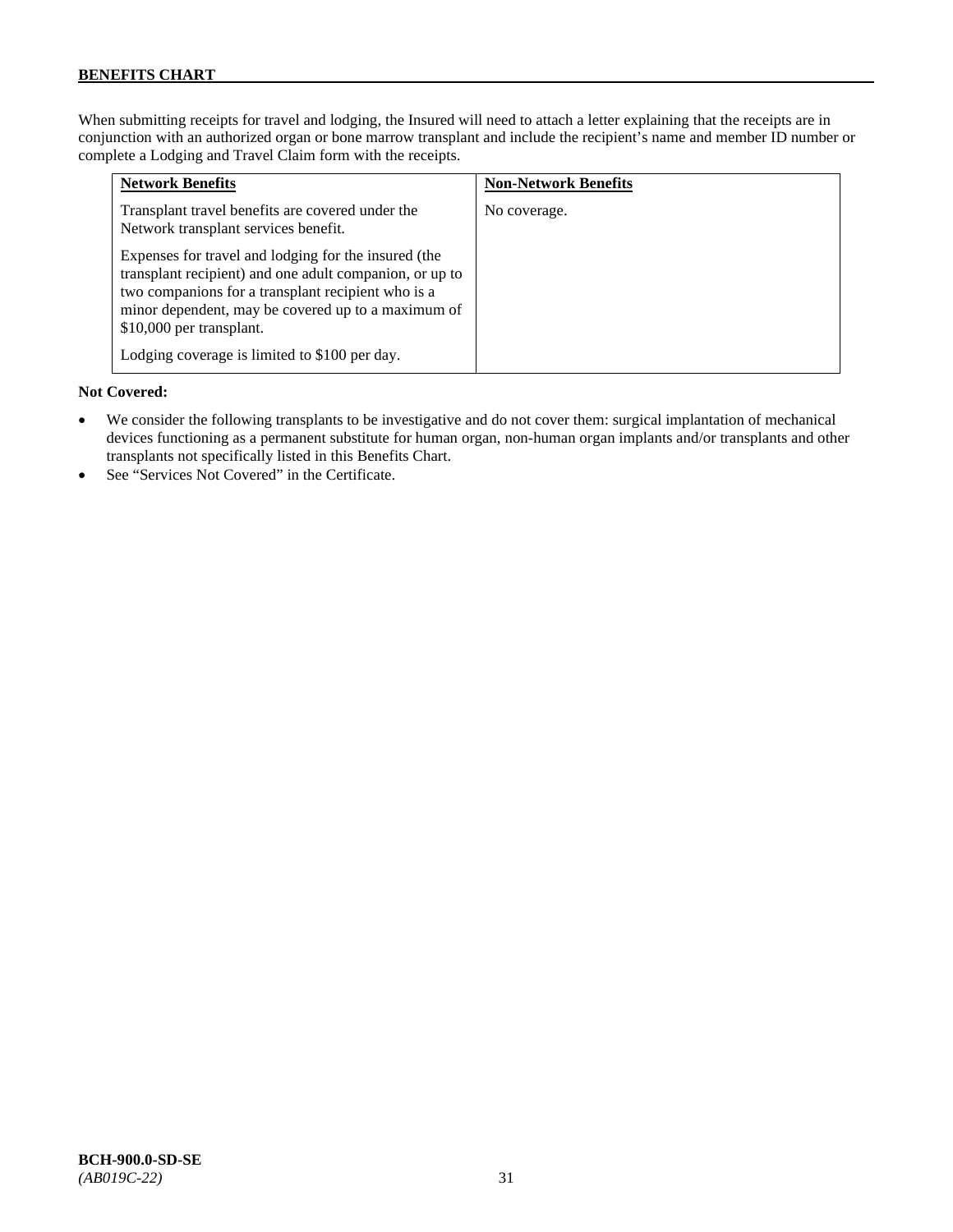When submitting receipts for travel and lodging, the Insured will need to attach a letter explaining that the receipts are in conjunction with an authorized organ or bone marrow transplant and include the recipient's name and member ID number or complete a Lodging and Travel Claim form with the receipts.

| Network Benefits | Non-Network Benefits |
|---|---|
| Transplant travel benefits are covered under the Network transplant services benefit.<br><br>Expenses for travel and lodging for the insured (the transplant recipient) and one adult companion, or up to two companions for a transplant recipient who is a minor dependent, may be covered up to a maximum of $10,000 per transplant.<br><br>Lodging coverage is limited to $100 per day. | No coverage. |

**Not Covered:**

- We consider the following transplants to be investigative and do not cover them: surgical implantation of mechanical devices functioning as a permanent substitute for human organ, non-human organ implants and/or transplants and other transplants not specifically listed in this Benefits Chart.
- See "Services Not Covered" in the Certificate.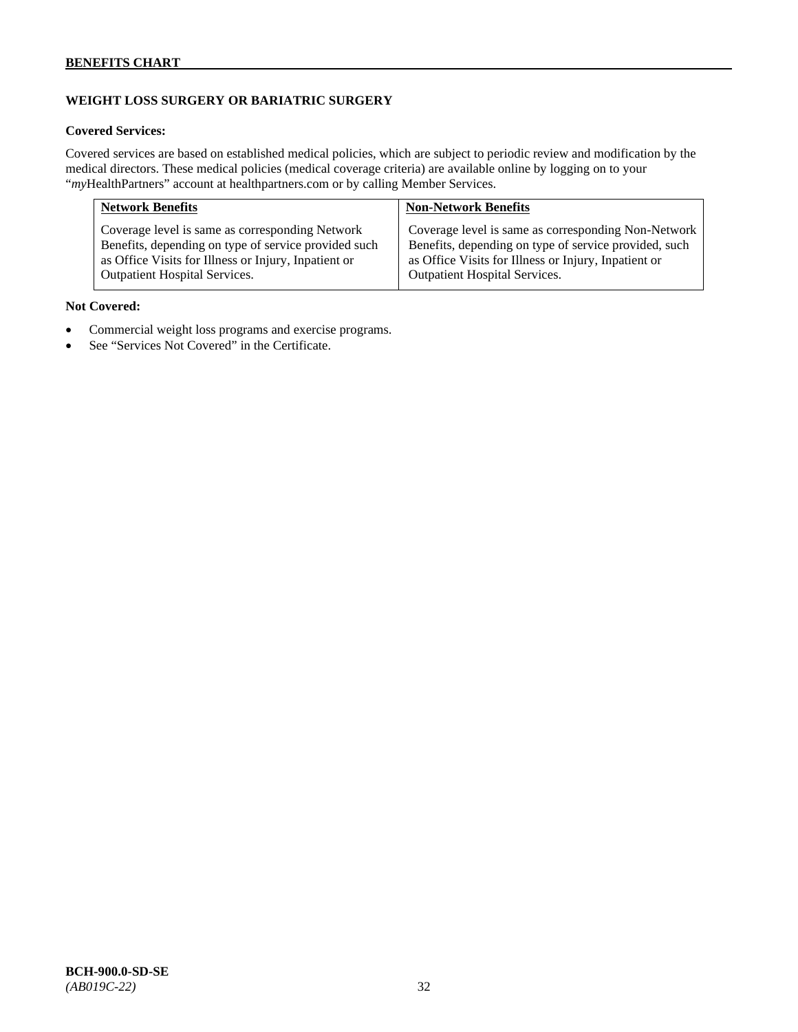### WEIGHT LOSS SURGERY OR BARIATRIC SURGERY

**Covered Services:**

Covered services are based on established medical policies, which are subject to periodic review and modification by the medical directors. These medical policies (medical coverage criteria) are available online by logging on to your "*my*HealthPartners" account at healthpartners.com or by calling Member Services.

| Network Benefits | Non-Network Benefits |
|---|---|
| Coverage level is same as corresponding Network Benefits, depending on type of service provided such as Office Visits for Illness or Injury, Inpatient or Outpatient Hospital Services. | Coverage level is same as corresponding Non-Network Benefits, depending on type of service provided, such as Office Visits for Illness or Injury, Inpatient or Outpatient Hospital Services. |

**Not Covered:**

- Commercial weight loss programs and exercise programs.
- See "Services Not Covered" in the Certificate.

**BCH-900.0-SD-SE**
*(AB019C-22)*